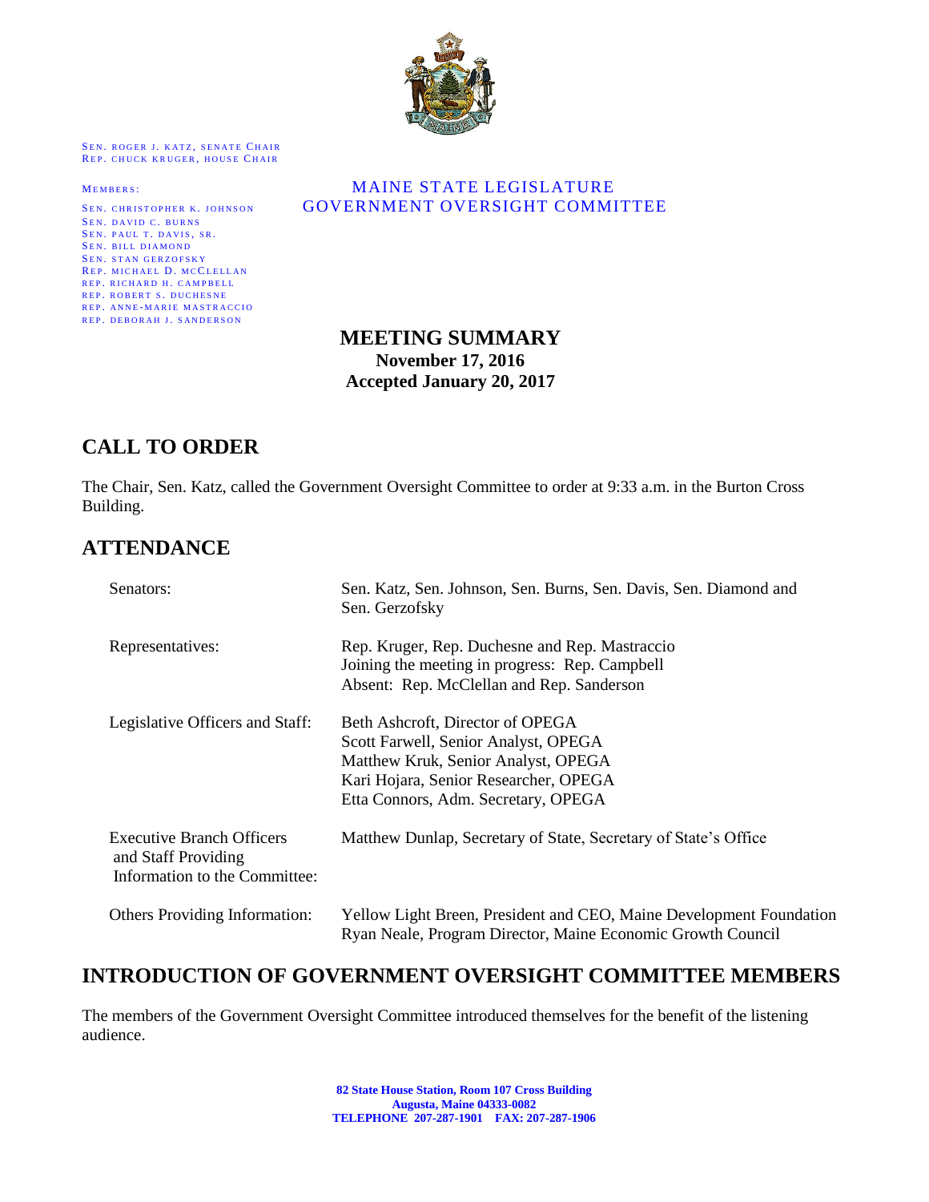SEN. ROGER J. KATZ, SENATE CHAIR
REP. CHUCK KRUGER, HOUSE CHAIR

MEMBERS:
SEN. CHRISTOPHER K. JOHNSON
SEN. DAVID C. BURNS
SEN. PAUL T. DAVIS, SR.
SEN. BILL DIAMOND
SEN. STAN GERZOFSKY
REP. MICHAEL D. MCCLELLAN
REP. RICHARD H. CAMPBELL
REP. ROBERT S. DUCHESNE
REP. ANNE-MARIE MASTRACCIO
REP. DEBORAH J. SANDERSON

MAINE STATE LEGISLATURE
GOVERNMENT OVERSIGHT COMMITTEE

**MEETING SUMMARY**
**November 17, 2016**
**Accepted January 20, 2017**

## CALL TO ORDER

The Chair, Sen. Katz, called the Government Oversight Committee to order at 9:33 a.m. in the Burton Cross Building.

## ATTENDANCE

| | |
|---|---|
| Senators: | Sen. Katz, Sen. Johnson, Sen. Burns, Sen. Davis, Sen. Diamond and Sen. Gerzofsky |
| Representatives: | Rep. Kruger, Rep. Duchesne and Rep. Mastraccio<br>Joining the meeting in progress: Rep. Campbell<br>Absent: Rep. McClellan and Rep. Sanderson |
| Legislative Officers and Staff: | Beth Ashcroft, Director of OPEGA<br>Scott Farwell, Senior Analyst, OPEGA<br>Matthew Kruk, Senior Analyst, OPEGA<br>Kari Hojara, Senior Researcher, OPEGA<br>Etta Connors, Adm. Secretary, OPEGA |
| Executive Branch Officers and Staff Providing Information to the Committee: | Matthew Dunlap, Secretary of State, Secretary of State's Office |
| Others Providing Information: | Yellow Light Breen, President and CEO, Maine Development Foundation<br>Ryan Neale, Program Director, Maine Economic Growth Council |

## INTRODUCTION OF GOVERNMENT OVERSIGHT COMMITTEE MEMBERS

The members of the Government Oversight Committee introduced themselves for the benefit of the listening audience.

82 State House Station, Room 107 Cross Building
Augusta, Maine 04333-0082
TELEPHONE 207-287-1901 FAX: 207-287-1906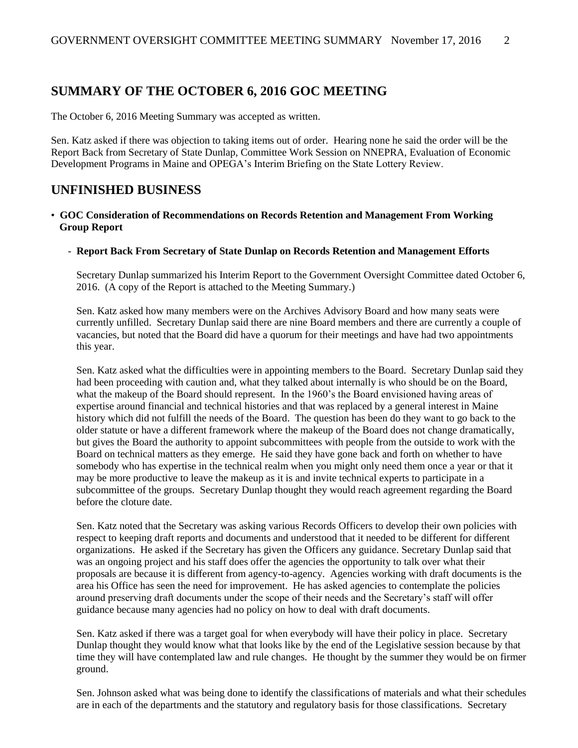## SUMMARY OF THE OCTOBER 6, 2016 GOC MEETING

The October 6, 2016 Meeting Summary was accepted as written.

Sen. Katz asked if there was objection to taking items out of order. Hearing none he said the order will be the Report Back from Secretary of State Dunlap, Committee Work Session on NNEPRA, Evaluation of Economic Development Programs in Maine and OPEGA's Interim Briefing on the State Lottery Review.

## UNFINISHED BUSINESS

- **GOC Consideration of Recommendations on Records Retention and Management From Working Group Report**

  - **Report Back From Secretary of State Dunlap on Records Retention and Management Efforts**

Secretary Dunlap summarized his Interim Report to the Government Oversight Committee dated October 6, 2016. (A copy of the Report is attached to the Meeting Summary.)

Sen. Katz asked how many members were on the Archives Advisory Board and how many seats were currently unfilled. Secretary Dunlap said there are nine Board members and there are currently a couple of vacancies, but noted that the Board did have a quorum for their meetings and have had two appointments this year.

Sen. Katz asked what the difficulties were in appointing members to the Board. Secretary Dunlap said they had been proceeding with caution and, what they talked about internally is who should be on the Board, what the makeup of the Board should represent. In the 1960's the Board envisioned having areas of expertise around financial and technical histories and that was replaced by a general interest in Maine history which did not fulfill the needs of the Board. The question has been do they want to go back to the older statute or have a different framework where the makeup of the Board does not change dramatically, but gives the Board the authority to appoint subcommittees with people from the outside to work with the Board on technical matters as they emerge. He said they have gone back and forth on whether to have somebody who has expertise in the technical realm when you might only need them once a year or that it may be more productive to leave the makeup as it is and invite technical experts to participate in a subcommittee of the groups. Secretary Dunlap thought they would reach agreement regarding the Board before the cloture date.

Sen. Katz noted that the Secretary was asking various Records Officers to develop their own policies with respect to keeping draft reports and documents and understood that it needed to be different for different organizations. He asked if the Secretary has given the Officers any guidance. Secretary Dunlap said that was an ongoing project and his staff does offer the agencies the opportunity to talk over what their proposals are because it is different from agency-to-agency. Agencies working with draft documents is the area his Office has seen the need for improvement. He has asked agencies to contemplate the policies around preserving draft documents under the scope of their needs and the Secretary's staff will offer guidance because many agencies had no policy on how to deal with draft documents.

Sen. Katz asked if there was a target goal for when everybody will have their policy in place. Secretary Dunlap thought they would know what that looks like by the end of the Legislative session because by that time they will have contemplated law and rule changes. He thought by the summer they would be on firmer ground.

Sen. Johnson asked what was being done to identify the classifications of materials and what their schedules are in each of the departments and the statutory and regulatory basis for those classifications. Secretary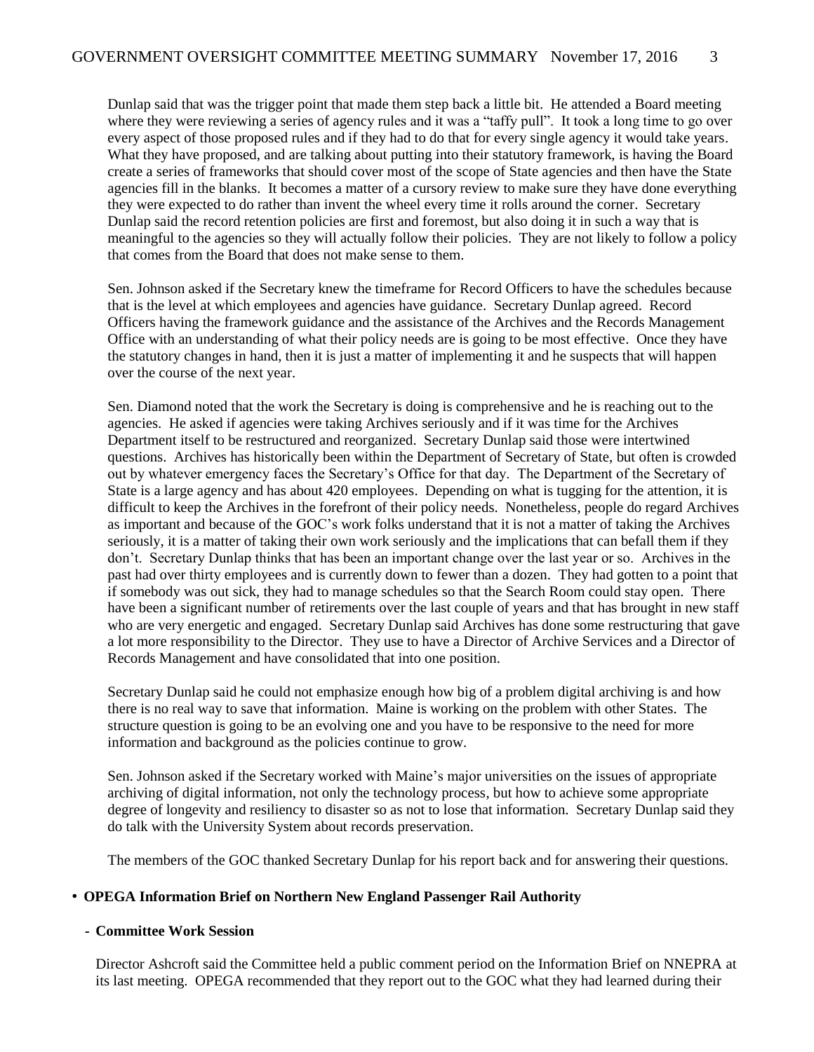Dunlap said that was the trigger point that made them step back a little bit. He attended a Board meeting where they were reviewing a series of agency rules and it was a "taffy pull". It took a long time to go over every aspect of those proposed rules and if they had to do that for every single agency it would take years. What they have proposed, and are talking about putting into their statutory framework, is having the Board create a series of frameworks that should cover most of the scope of State agencies and then have the State agencies fill in the blanks. It becomes a matter of a cursory review to make sure they have done everything they were expected to do rather than invent the wheel every time it rolls around the corner. Secretary Dunlap said the record retention policies are first and foremost, but also doing it in such a way that is meaningful to the agencies so they will actually follow their policies. They are not likely to follow a policy that comes from the Board that does not make sense to them.

Sen. Johnson asked if the Secretary knew the timeframe for Record Officers to have the schedules because that is the level at which employees and agencies have guidance. Secretary Dunlap agreed. Record Officers having the framework guidance and the assistance of the Archives and the Records Management Office with an understanding of what their policy needs are is going to be most effective. Once they have the statutory changes in hand, then it is just a matter of implementing it and he suspects that will happen over the course of the next year.

Sen. Diamond noted that the work the Secretary is doing is comprehensive and he is reaching out to the agencies. He asked if agencies were taking Archives seriously and if it was time for the Archives Department itself to be restructured and reorganized. Secretary Dunlap said those were intertwined questions. Archives has historically been within the Department of Secretary of State, but often is crowded out by whatever emergency faces the Secretary's Office for that day. The Department of the Secretary of State is a large agency and has about 420 employees. Depending on what is tugging for the attention, it is difficult to keep the Archives in the forefront of their policy needs. Nonetheless, people do regard Archives as important and because of the GOC's work folks understand that it is not a matter of taking the Archives seriously, it is a matter of taking their own work seriously and the implications that can befall them if they don't. Secretary Dunlap thinks that has been an important change over the last year or so. Archives in the past had over thirty employees and is currently down to fewer than a dozen. They had gotten to a point that if somebody was out sick, they had to manage schedules so that the Search Room could stay open. There have been a significant number of retirements over the last couple of years and that has brought in new staff who are very energetic and engaged. Secretary Dunlap said Archives has done some restructuring that gave a lot more responsibility to the Director. They use to have a Director of Archive Services and a Director of Records Management and have consolidated that into one position.

Secretary Dunlap said he could not emphasize enough how big of a problem digital archiving is and how there is no real way to save that information. Maine is working on the problem with other States. The structure question is going to be an evolving one and you have to be responsive to the need for more information and background as the policies continue to grow.

Sen. Johnson asked if the Secretary worked with Maine's major universities on the issues of appropriate archiving of digital information, not only the technology process, but how to achieve some appropriate degree of longevity and resiliency to disaster so as not to lose that information. Secretary Dunlap said they do talk with the University System about records preservation.

The members of the GOC thanked Secretary Dunlap for his report back and for answering their questions.

- **OPEGA Information Brief on Northern New England Passenger Rail Authority**

  - **Committee Work Session**

Director Ashcroft said the Committee held a public comment period on the Information Brief on NNEPRA at its last meeting. OPEGA recommended that they report out to the GOC what they had learned during their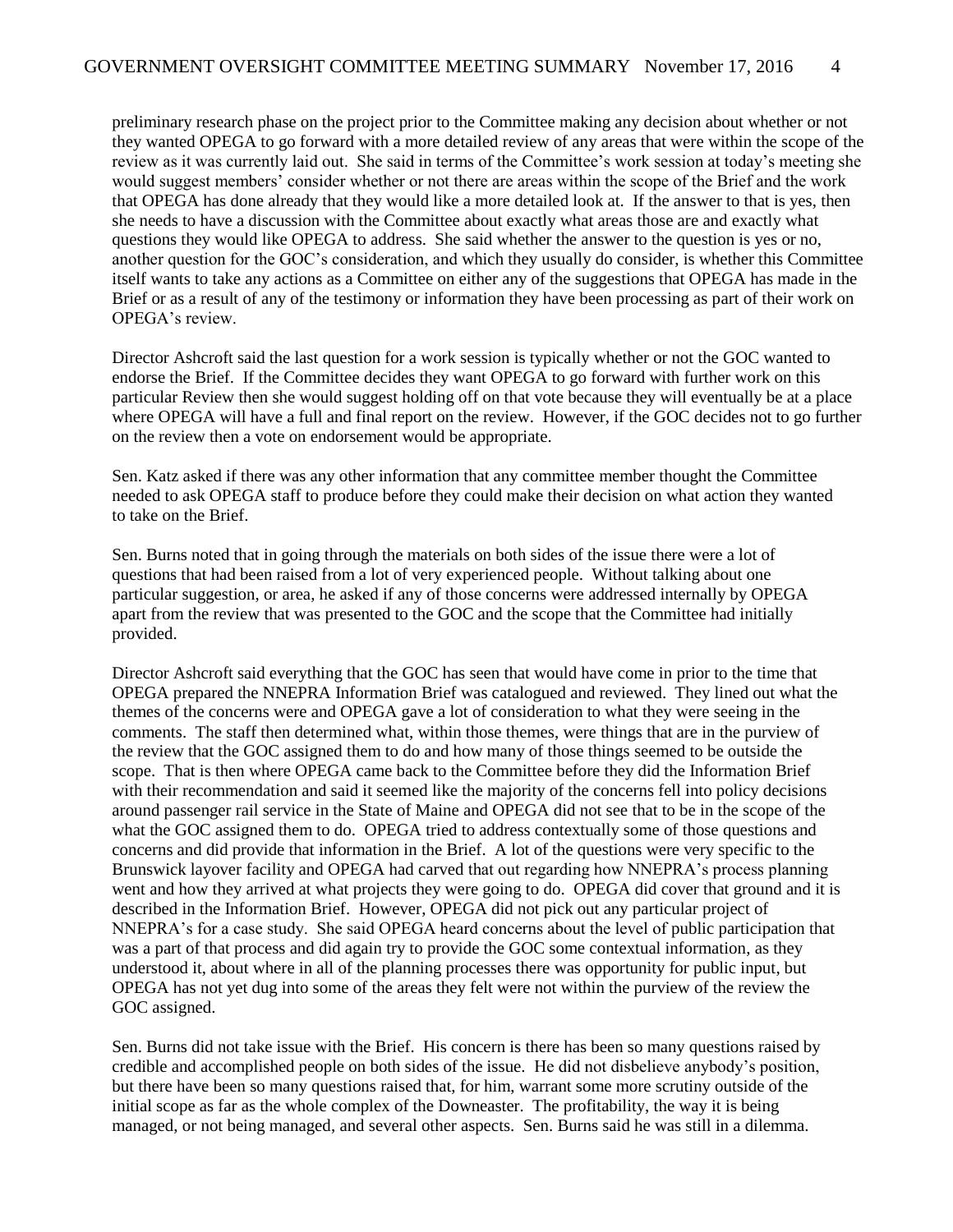preliminary research phase on the project prior to the Committee making any decision about whether or not they wanted OPEGA to go forward with a more detailed review of any areas that were within the scope of the review as it was currently laid out. She said in terms of the Committee's work session at today's meeting she would suggest members' consider whether or not there are areas within the scope of the Brief and the work that OPEGA has done already that they would like a more detailed look at. If the answer to that is yes, then she needs to have a discussion with the Committee about exactly what areas those are and exactly what questions they would like OPEGA to address. She said whether the answer to the question is yes or no, another question for the GOC's consideration, and which they usually do consider, is whether this Committee itself wants to take any actions as a Committee on either any of the suggestions that OPEGA has made in the Brief or as a result of any of the testimony or information they have been processing as part of their work on OPEGA's review.

Director Ashcroft said the last question for a work session is typically whether or not the GOC wanted to endorse the Brief. If the Committee decides they want OPEGA to go forward with further work on this particular Review then she would suggest holding off on that vote because they will eventually be at a place where OPEGA will have a full and final report on the review. However, if the GOC decides not to go further on the review then a vote on endorsement would be appropriate.

Sen. Katz asked if there was any other information that any committee member thought the Committee needed to ask OPEGA staff to produce before they could make their decision on what action they wanted to take on the Brief.

Sen. Burns noted that in going through the materials on both sides of the issue there were a lot of questions that had been raised from a lot of very experienced people. Without talking about one particular suggestion, or area, he asked if any of those concerns were addressed internally by OPEGA apart from the review that was presented to the GOC and the scope that the Committee had initially provided.

Director Ashcroft said everything that the GOC has seen that would have come in prior to the time that OPEGA prepared the NNEPRA Information Brief was catalogued and reviewed. They lined out what the themes of the concerns were and OPEGA gave a lot of consideration to what they were seeing in the comments. The staff then determined what, within those themes, were things that are in the purview of the review that the GOC assigned them to do and how many of those things seemed to be outside the scope. That is then where OPEGA came back to the Committee before they did the Information Brief with their recommendation and said it seemed like the majority of the concerns fell into policy decisions around passenger rail service in the State of Maine and OPEGA did not see that to be in the scope of the what the GOC assigned them to do. OPEGA tried to address contextually some of those questions and concerns and did provide that information in the Brief. A lot of the questions were very specific to the Brunswick layover facility and OPEGA had carved that out regarding how NNEPRA's process planning went and how they arrived at what projects they were going to do. OPEGA did cover that ground and it is described in the Information Brief. However, OPEGA did not pick out any particular project of NNEPRA's for a case study. She said OPEGA heard concerns about the level of public participation that was a part of that process and did again try to provide the GOC some contextual information, as they understood it, about where in all of the planning processes there was opportunity for public input, but OPEGA has not yet dug into some of the areas they felt were not within the purview of the review the GOC assigned.

Sen. Burns did not take issue with the Brief. His concern is there has been so many questions raised by credible and accomplished people on both sides of the issue. He did not disbelieve anybody's position, but there have been so many questions raised that, for him, warrant some more scrutiny outside of the initial scope as far as the whole complex of the Downeaster. The profitability, the way it is being managed, or not being managed, and several other aspects. Sen. Burns said he was still in a dilemma.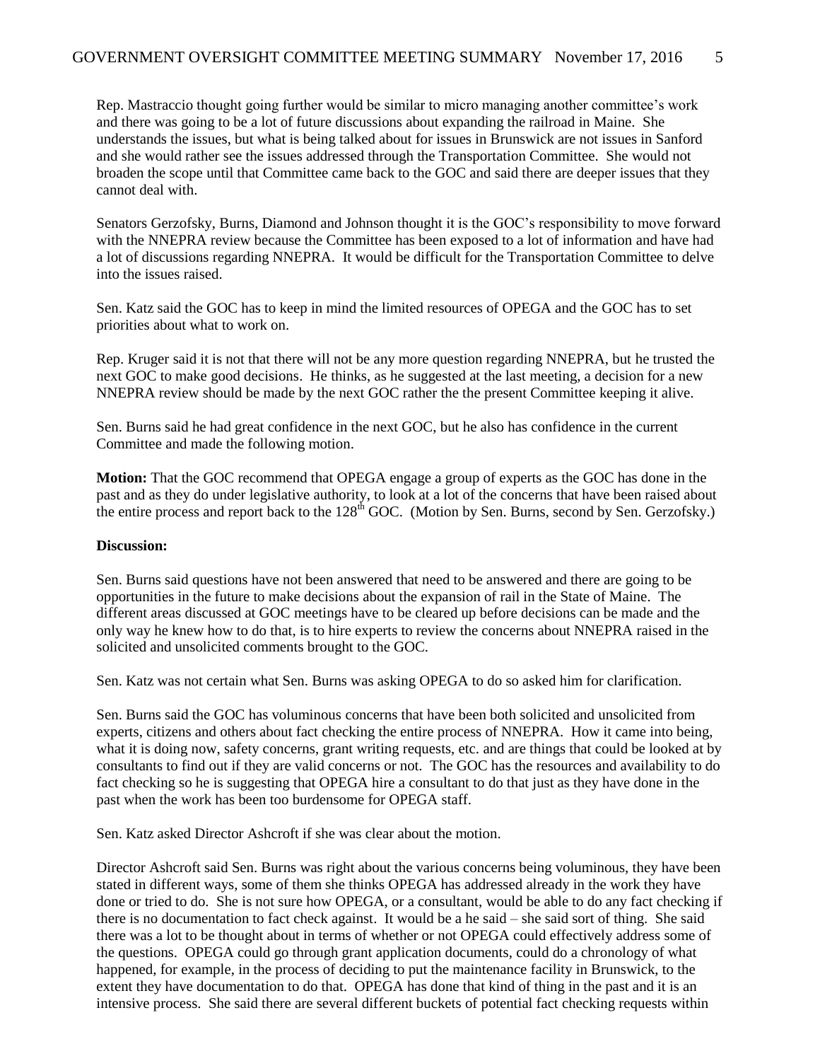Rep. Mastraccio thought going further would be similar to micro managing another committee's work and there was going to be a lot of future discussions about expanding the railroad in Maine. She understands the issues, but what is being talked about for issues in Brunswick are not issues in Sanford and she would rather see the issues addressed through the Transportation Committee. She would not broaden the scope until that Committee came back to the GOC and said there are deeper issues that they cannot deal with.

Senators Gerzofsky, Burns, Diamond and Johnson thought it is the GOC's responsibility to move forward with the NNEPRA review because the Committee has been exposed to a lot of information and have had a lot of discussions regarding NNEPRA. It would be difficult for the Transportation Committee to delve into the issues raised.

Sen. Katz said the GOC has to keep in mind the limited resources of OPEGA and the GOC has to set priorities about what to work on.

Rep. Kruger said it is not that there will not be any more question regarding NNEPRA, but he trusted the next GOC to make good decisions. He thinks, as he suggested at the last meeting, a decision for a new NNEPRA review should be made by the next GOC rather the the present Committee keeping it alive.

Sen. Burns said he had great confidence in the next GOC, but he also has confidence in the current Committee and made the following motion.

**Motion:** That the GOC recommend that OPEGA engage a group of experts as the GOC has done in the past and as they do under legislative authority, to look at a lot of the concerns that have been raised about the entire process and report back to the 128th GOC. (Motion by Sen. Burns, second by Sen. Gerzofsky.)

**Discussion:**

Sen. Burns said questions have not been answered that need to be answered and there are going to be opportunities in the future to make decisions about the expansion of rail in the State of Maine. The different areas discussed at GOC meetings have to be cleared up before decisions can be made and the only way he knew how to do that, is to hire experts to review the concerns about NNEPRA raised in the solicited and unsolicited comments brought to the GOC.

Sen. Katz was not certain what Sen. Burns was asking OPEGA to do so asked him for clarification.

Sen. Burns said the GOC has voluminous concerns that have been both solicited and unsolicited from experts, citizens and others about fact checking the entire process of NNEPRA. How it came into being, what it is doing now, safety concerns, grant writing requests, etc. and are things that could be looked at by consultants to find out if they are valid concerns or not. The GOC has the resources and availability to do fact checking so he is suggesting that OPEGA hire a consultant to do that just as they have done in the past when the work has been too burdensome for OPEGA staff.

Sen. Katz asked Director Ashcroft if she was clear about the motion.

Director Ashcroft said Sen. Burns was right about the various concerns being voluminous, they have been stated in different ways, some of them she thinks OPEGA has addressed already in the work they have done or tried to do. She is not sure how OPEGA, or a consultant, would be able to do any fact checking if there is no documentation to fact check against. It would be a he said – she said sort of thing. She said there was a lot to be thought about in terms of whether or not OPEGA could effectively address some of the questions. OPEGA could go through grant application documents, could do a chronology of what happened, for example, in the process of deciding to put the maintenance facility in Brunswick, to the extent they have documentation to do that. OPEGA has done that kind of thing in the past and it is an intensive process. She said there are several different buckets of potential fact checking requests within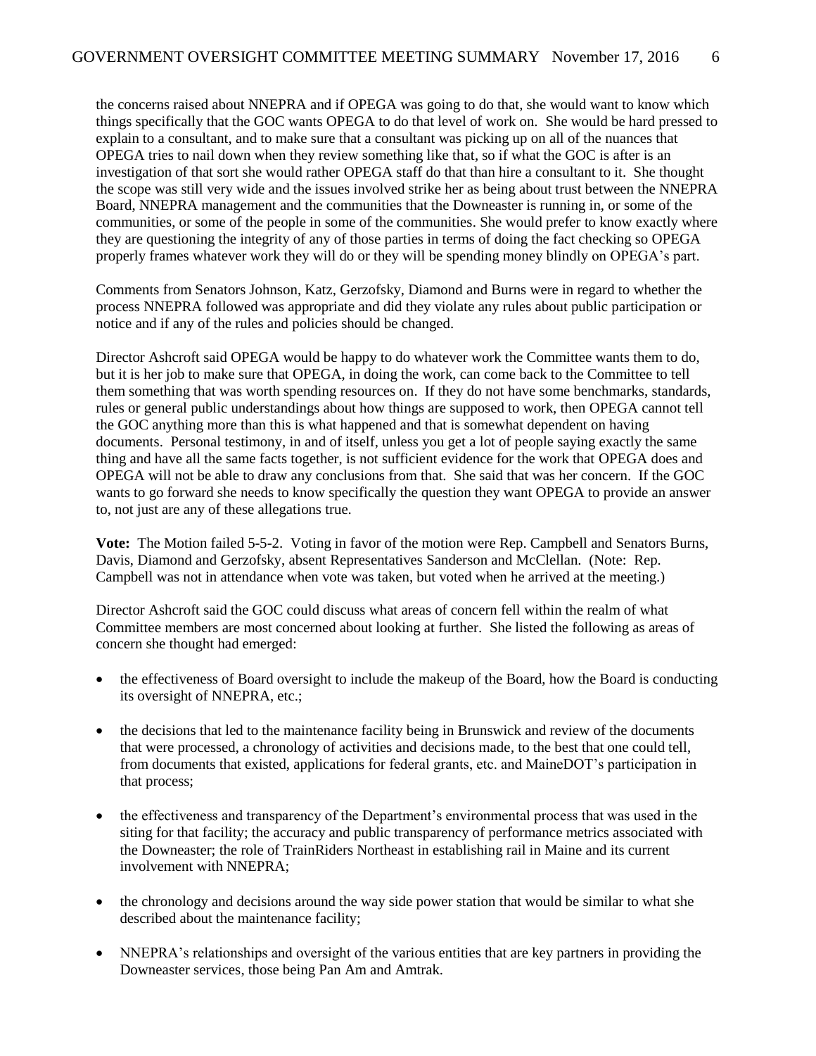the concerns raised about NNEPRA and if OPEGA was going to do that, she would want to know which things specifically that the GOC wants OPEGA to do that level of work on. She would be hard pressed to explain to a consultant, and to make sure that a consultant was picking up on all of the nuances that OPEGA tries to nail down when they review something like that, so if what the GOC is after is an investigation of that sort she would rather OPEGA staff do that than hire a consultant to it. She thought the scope was still very wide and the issues involved strike her as being about trust between the NNEPRA Board, NNEPRA management and the communities that the Downeaster is running in, or some of the communities, or some of the people in some of the communities. She would prefer to know exactly where they are questioning the integrity of any of those parties in terms of doing the fact checking so OPEGA properly frames whatever work they will do or they will be spending money blindly on OPEGA's part.

Comments from Senators Johnson, Katz, Gerzofsky, Diamond and Burns were in regard to whether the process NNEPRA followed was appropriate and did they violate any rules about public participation or notice and if any of the rules and policies should be changed.

Director Ashcroft said OPEGA would be happy to do whatever work the Committee wants them to do, but it is her job to make sure that OPEGA, in doing the work, can come back to the Committee to tell them something that was worth spending resources on. If they do not have some benchmarks, standards, rules or general public understandings about how things are supposed to work, then OPEGA cannot tell the GOC anything more than this is what happened and that is somewhat dependent on having documents. Personal testimony, in and of itself, unless you get a lot of people saying exactly the same thing and have all the same facts together, is not sufficient evidence for the work that OPEGA does and OPEGA will not be able to draw any conclusions from that. She said that was her concern. If the GOC wants to go forward she needs to know specifically the question they want OPEGA to provide an answer to, not just are any of these allegations true.

**Vote:** The Motion failed 5-5-2. Voting in favor of the motion were Rep. Campbell and Senators Burns, Davis, Diamond and Gerzofsky, absent Representatives Sanderson and McClellan. (Note: Rep. Campbell was not in attendance when vote was taken, but voted when he arrived at the meeting.)

Director Ashcroft said the GOC could discuss what areas of concern fell within the realm of what Committee members are most concerned about looking at further. She listed the following as areas of concern she thought had emerged:

- the effectiveness of Board oversight to include the makeup of the Board, how the Board is conducting its oversight of NNEPRA, etc.;
- the decisions that led to the maintenance facility being in Brunswick and review of the documents that were processed, a chronology of activities and decisions made, to the best that one could tell, from documents that existed, applications for federal grants, etc. and MaineDOT's participation in that process;
- the effectiveness and transparency of the Department's environmental process that was used in the siting for that facility; the accuracy and public transparency of performance metrics associated with the Downeaster; the role of TrainRiders Northeast in establishing rail in Maine and its current involvement with NNEPRA;
- the chronology and decisions around the way side power station that would be similar to what she described about the maintenance facility;
- NNEPRA's relationships and oversight of the various entities that are key partners in providing the Downeaster services, those being Pan Am and Amtrak.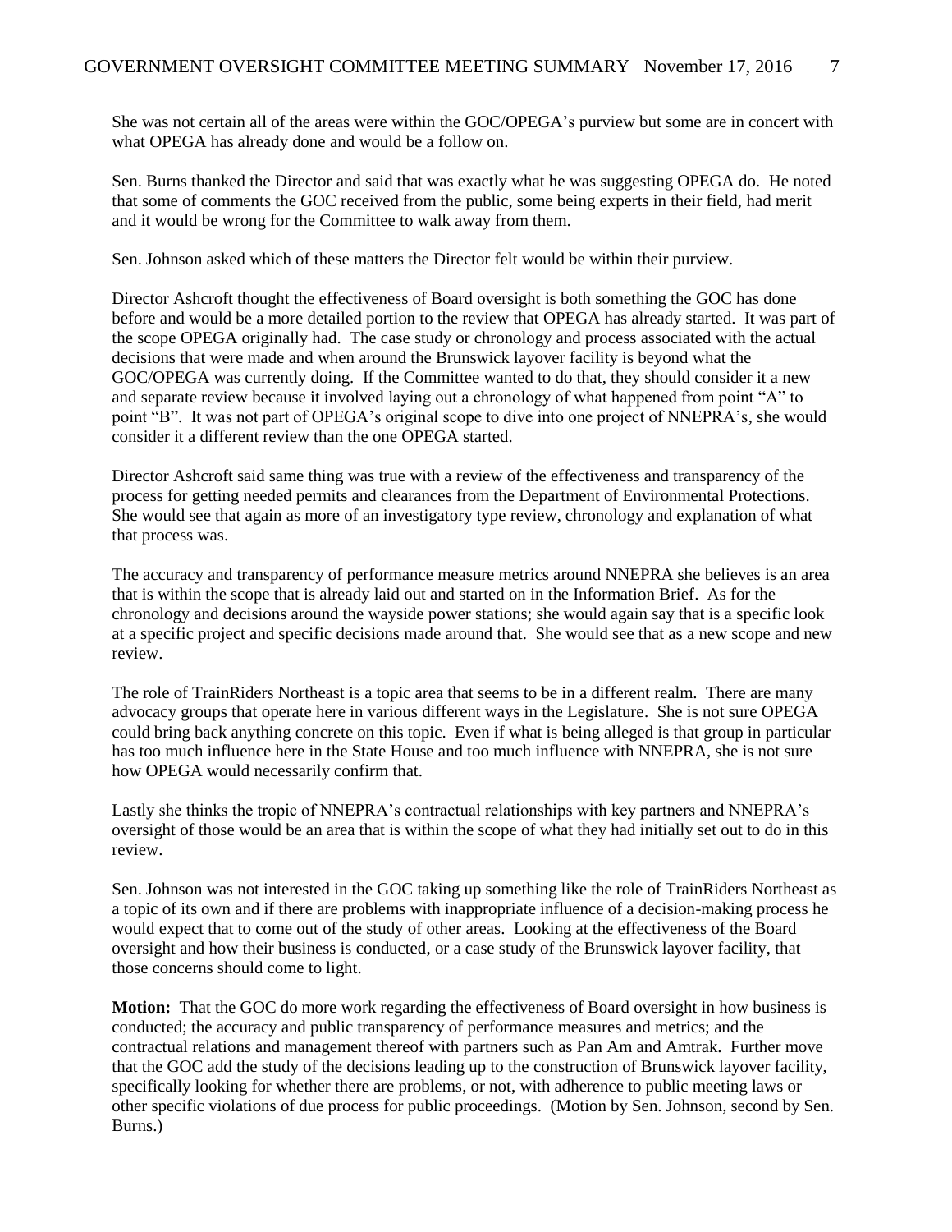She was not certain all of the areas were within the GOC/OPEGA's purview but some are in concert with what OPEGA has already done and would be a follow on.

Sen. Burns thanked the Director and said that was exactly what he was suggesting OPEGA do. He noted that some of comments the GOC received from the public, some being experts in their field, had merit and it would be wrong for the Committee to walk away from them.

Sen. Johnson asked which of these matters the Director felt would be within their purview.

Director Ashcroft thought the effectiveness of Board oversight is both something the GOC has done before and would be a more detailed portion to the review that OPEGA has already started. It was part of the scope OPEGA originally had. The case study or chronology and process associated with the actual decisions that were made and when around the Brunswick layover facility is beyond what the GOC/OPEGA was currently doing. If the Committee wanted to do that, they should consider it a new and separate review because it involved laying out a chronology of what happened from point "A" to point "B". It was not part of OPEGA's original scope to dive into one project of NNEPRA's, she would consider it a different review than the one OPEGA started.

Director Ashcroft said same thing was true with a review of the effectiveness and transparency of the process for getting needed permits and clearances from the Department of Environmental Protections. She would see that again as more of an investigatory type review, chronology and explanation of what that process was.

The accuracy and transparency of performance measure metrics around NNEPRA she believes is an area that is within the scope that is already laid out and started on in the Information Brief. As for the chronology and decisions around the wayside power stations; she would again say that is a specific look at a specific project and specific decisions made around that. She would see that as a new scope and new review.

The role of TrainRiders Northeast is a topic area that seems to be in a different realm. There are many advocacy groups that operate here in various different ways in the Legislature. She is not sure OPEGA could bring back anything concrete on this topic. Even if what is being alleged is that group in particular has too much influence here in the State House and too much influence with NNEPRA, she is not sure how OPEGA would necessarily confirm that.

Lastly she thinks the tropic of NNEPRA's contractual relationships with key partners and NNEPRA's oversight of those would be an area that is within the scope of what they had initially set out to do in this review.

Sen. Johnson was not interested in the GOC taking up something like the role of TrainRiders Northeast as a topic of its own and if there are problems with inappropriate influence of a decision-making process he would expect that to come out of the study of other areas. Looking at the effectiveness of the Board oversight and how their business is conducted, or a case study of the Brunswick layover facility, that those concerns should come to light.

**Motion:** That the GOC do more work regarding the effectiveness of Board oversight in how business is conducted; the accuracy and public transparency of performance measures and metrics; and the contractual relations and management thereof with partners such as Pan Am and Amtrak. Further move that the GOC add the study of the decisions leading up to the construction of Brunswick layover facility, specifically looking for whether there are problems, or not, with adherence to public meeting laws or other specific violations of due process for public proceedings. (Motion by Sen. Johnson, second by Sen. Burns.)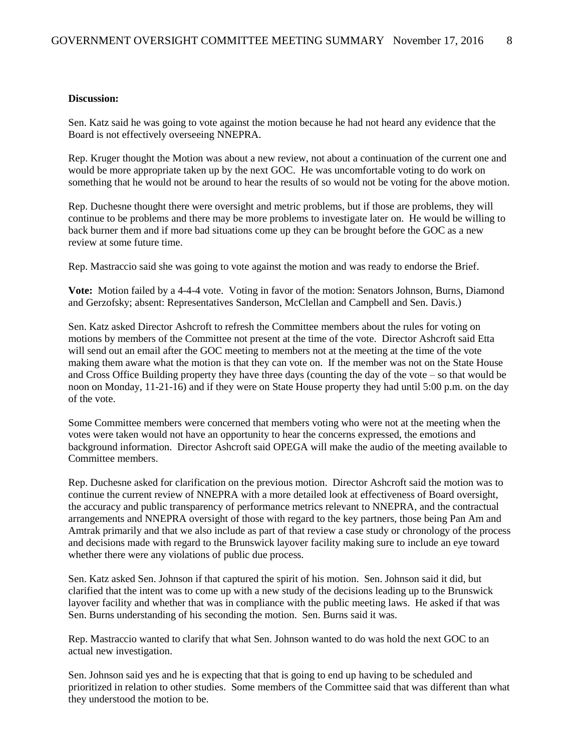**Discussion:**

Sen. Katz said he was going to vote against the motion because he had not heard any evidence that the Board is not effectively overseeing NNEPRA.

Rep. Kruger thought the Motion was about a new review, not about a continuation of the current one and would be more appropriate taken up by the next GOC. He was uncomfortable voting to do work on something that he would not be around to hear the results of so would not be voting for the above motion.

Rep. Duchesne thought there were oversight and metric problems, but if those are problems, they will continue to be problems and there may be more problems to investigate later on. He would be willing to back burner them and if more bad situations come up they can be brought before the GOC as a new review at some future time.

Rep. Mastraccio said she was going to vote against the motion and was ready to endorse the Brief.

**Vote:** Motion failed by a 4-4-4 vote. Voting in favor of the motion: Senators Johnson, Burns, Diamond and Gerzofsky; absent: Representatives Sanderson, McClellan and Campbell and Sen. Davis.)

Sen. Katz asked Director Ashcroft to refresh the Committee members about the rules for voting on motions by members of the Committee not present at the time of the vote. Director Ashcroft said Etta will send out an email after the GOC meeting to members not at the meeting at the time of the vote making them aware what the motion is that they can vote on. If the member was not on the State House and Cross Office Building property they have three days (counting the day of the vote – so that would be noon on Monday, 11-21-16) and if they were on State House property they had until 5:00 p.m. on the day of the vote.

Some Committee members were concerned that members voting who were not at the meeting when the votes were taken would not have an opportunity to hear the concerns expressed, the emotions and background information. Director Ashcroft said OPEGA will make the audio of the meeting available to Committee members.

Rep. Duchesne asked for clarification on the previous motion. Director Ashcroft said the motion was to continue the current review of NNEPRA with a more detailed look at effectiveness of Board oversight, the accuracy and public transparency of performance metrics relevant to NNEPRA, and the contractual arrangements and NNEPRA oversight of those with regard to the key partners, those being Pan Am and Amtrak primarily and that we also include as part of that review a case study or chronology of the process and decisions made with regard to the Brunswick layover facility making sure to include an eye toward whether there were any violations of public due process.

Sen. Katz asked Sen. Johnson if that captured the spirit of his motion. Sen. Johnson said it did, but clarified that the intent was to come up with a new study of the decisions leading up to the Brunswick layover facility and whether that was in compliance with the public meeting laws. He asked if that was Sen. Burns understanding of his seconding the motion. Sen. Burns said it was.

Rep. Mastraccio wanted to clarify that what Sen. Johnson wanted to do was hold the next GOC to an actual new investigation.

Sen. Johnson said yes and he is expecting that that is going to end up having to be scheduled and prioritized in relation to other studies. Some members of the Committee said that was different than what they understood the motion to be.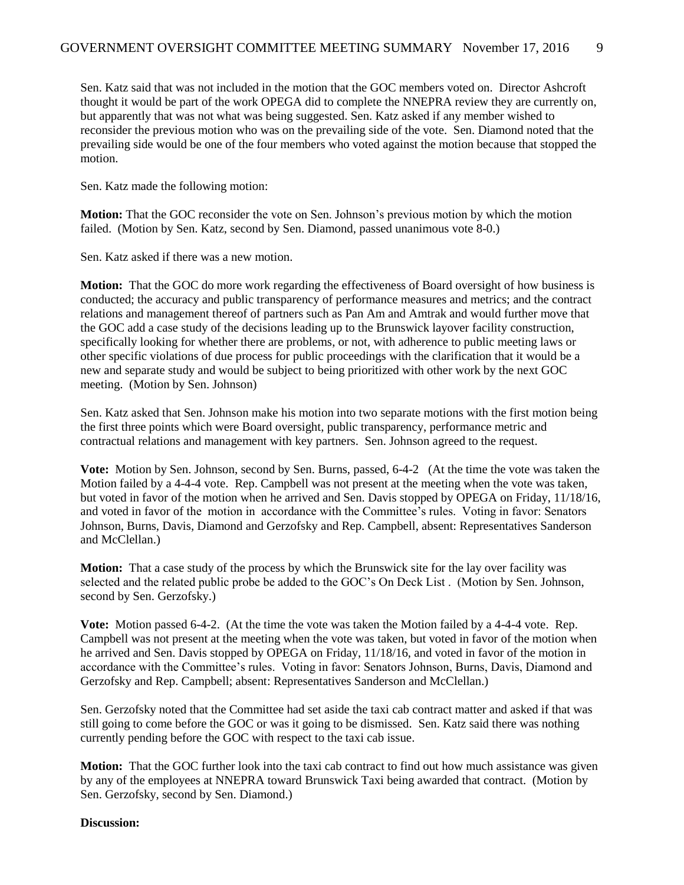Sen. Katz said that was not included in the motion that the GOC members voted on. Director Ashcroft thought it would be part of the work OPEGA did to complete the NNEPRA review they are currently on, but apparently that was not what was being suggested. Sen. Katz asked if any member wished to reconsider the previous motion who was on the prevailing side of the vote. Sen. Diamond noted that the prevailing side would be one of the four members who voted against the motion because that stopped the motion.

Sen. Katz made the following motion:

**Motion:** That the GOC reconsider the vote on Sen. Johnson's previous motion by which the motion failed. (Motion by Sen. Katz, second by Sen. Diamond, passed unanimous vote 8-0.)

Sen. Katz asked if there was a new motion.

**Motion:** That the GOC do more work regarding the effectiveness of Board oversight of how business is conducted; the accuracy and public transparency of performance measures and metrics; and the contract relations and management thereof of partners such as Pan Am and Amtrak and would further move that the GOC add a case study of the decisions leading up to the Brunswick layover facility construction, specifically looking for whether there are problems, or not, with adherence to public meeting laws or other specific violations of due process for public proceedings with the clarification that it would be a new and separate study and would be subject to being prioritized with other work by the next GOC meeting. (Motion by Sen. Johnson)

Sen. Katz asked that Sen. Johnson make his motion into two separate motions with the first motion being the first three points which were Board oversight, public transparency, performance metric and contractual relations and management with key partners. Sen. Johnson agreed to the request.

**Vote:** Motion by Sen. Johnson, second by Sen. Burns, passed, 6-4-2 (At the time the vote was taken the Motion failed by a 4-4-4 vote. Rep. Campbell was not present at the meeting when the vote was taken, but voted in favor of the motion when he arrived and Sen. Davis stopped by OPEGA on Friday, 11/18/16, and voted in favor of the motion in accordance with the Committee's rules. Voting in favor: Senators Johnson, Burns, Davis, Diamond and Gerzofsky and Rep. Campbell, absent: Representatives Sanderson and McClellan.)

**Motion:** That a case study of the process by which the Brunswick site for the lay over facility was selected and the related public probe be added to the GOC's On Deck List . (Motion by Sen. Johnson, second by Sen. Gerzofsky.)

**Vote:** Motion passed 6-4-2. (At the time the vote was taken the Motion failed by a 4-4-4 vote. Rep. Campbell was not present at the meeting when the vote was taken, but voted in favor of the motion when he arrived and Sen. Davis stopped by OPEGA on Friday, 11/18/16, and voted in favor of the motion in accordance with the Committee's rules. Voting in favor: Senators Johnson, Burns, Davis, Diamond and Gerzofsky and Rep. Campbell; absent: Representatives Sanderson and McClellan.)

Sen. Gerzofsky noted that the Committee had set aside the taxi cab contract matter and asked if that was still going to come before the GOC or was it going to be dismissed. Sen. Katz said there was nothing currently pending before the GOC with respect to the taxi cab issue.

**Motion:** That the GOC further look into the taxi cab contract to find out how much assistance was given by any of the employees at NNEPRA toward Brunswick Taxi being awarded that contract. (Motion by Sen. Gerzofsky, second by Sen. Diamond.)

**Discussion:**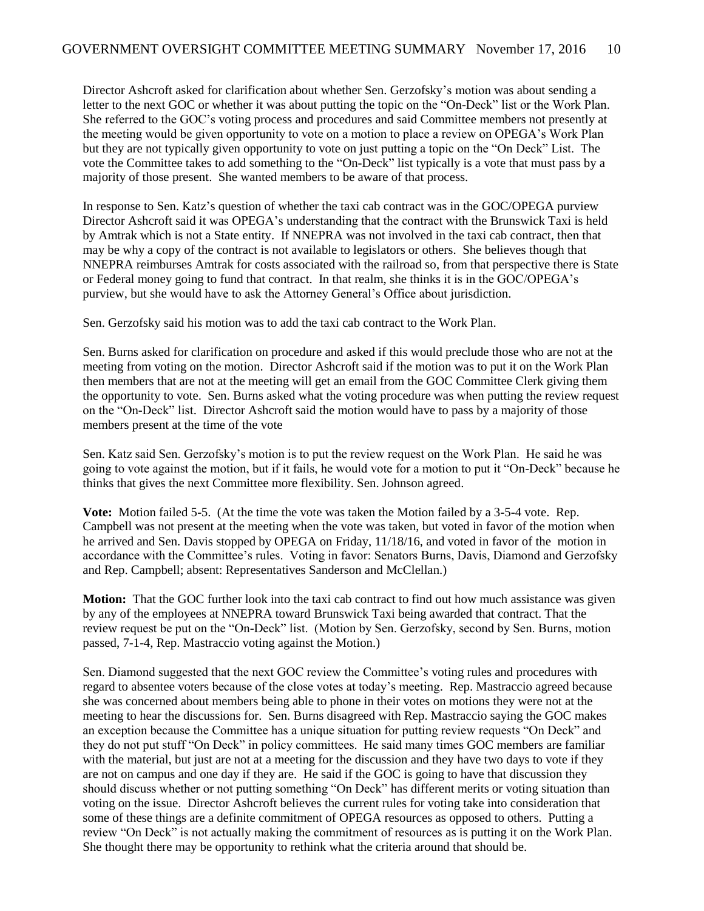Director Ashcroft asked for clarification about whether Sen. Gerzofsky's motion was about sending a letter to the next GOC or whether it was about putting the topic on the "On-Deck" list or the Work Plan. She referred to the GOC's voting process and procedures and said Committee members not presently at the meeting would be given opportunity to vote on a motion to place a review on OPEGA's Work Plan but they are not typically given opportunity to vote on just putting a topic on the "On Deck" List. The vote the Committee takes to add something to the "On-Deck" list typically is a vote that must pass by a majority of those present. She wanted members to be aware of that process.

In response to Sen. Katz's question of whether the taxi cab contract was in the GOC/OPEGA purview Director Ashcroft said it was OPEGA's understanding that the contract with the Brunswick Taxi is held by Amtrak which is not a State entity. If NNEPRA was not involved in the taxi cab contract, then that may be why a copy of the contract is not available to legislators or others. She believes though that NNEPRA reimburses Amtrak for costs associated with the railroad so, from that perspective there is State or Federal money going to fund that contract. In that realm, she thinks it is in the GOC/OPEGA's purview, but she would have to ask the Attorney General's Office about jurisdiction.

Sen. Gerzofsky said his motion was to add the taxi cab contract to the Work Plan.

Sen. Burns asked for clarification on procedure and asked if this would preclude those who are not at the meeting from voting on the motion. Director Ashcroft said if the motion was to put it on the Work Plan then members that are not at the meeting will get an email from the GOC Committee Clerk giving them the opportunity to vote. Sen. Burns asked what the voting procedure was when putting the review request on the "On-Deck" list. Director Ashcroft said the motion would have to pass by a majority of those members present at the time of the vote

Sen. Katz said Sen. Gerzofsky's motion is to put the review request on the Work Plan. He said he was going to vote against the motion, but if it fails, he would vote for a motion to put it "On-Deck" because he thinks that gives the next Committee more flexibility. Sen. Johnson agreed.

**Vote:** Motion failed 5-5. (At the time the vote was taken the Motion failed by a 3-5-4 vote. Rep. Campbell was not present at the meeting when the vote was taken, but voted in favor of the motion when he arrived and Sen. Davis stopped by OPEGA on Friday, 11/18/16, and voted in favor of the motion in accordance with the Committee's rules. Voting in favor: Senators Burns, Davis, Diamond and Gerzofsky and Rep. Campbell; absent: Representatives Sanderson and McClellan.)

**Motion:** That the GOC further look into the taxi cab contract to find out how much assistance was given by any of the employees at NNEPRA toward Brunswick Taxi being awarded that contract. That the review request be put on the "On-Deck" list. (Motion by Sen. Gerzofsky, second by Sen. Burns, motion passed, 7-1-4, Rep. Mastraccio voting against the Motion.)

Sen. Diamond suggested that the next GOC review the Committee's voting rules and procedures with regard to absentee voters because of the close votes at today's meeting. Rep. Mastraccio agreed because she was concerned about members being able to phone in their votes on motions they were not at the meeting to hear the discussions for. Sen. Burns disagreed with Rep. Mastraccio saying the GOC makes an exception because the Committee has a unique situation for putting review requests "On Deck" and they do not put stuff "On Deck" in policy committees. He said many times GOC members are familiar with the material, but just are not at a meeting for the discussion and they have two days to vote if they are not on campus and one day if they are. He said if the GOC is going to have that discussion they should discuss whether or not putting something "On Deck" has different merits or voting situation than voting on the issue. Director Ashcroft believes the current rules for voting take into consideration that some of these things are a definite commitment of OPEGA resources as opposed to others. Putting a review "On Deck" is not actually making the commitment of resources as is putting it on the Work Plan. She thought there may be opportunity to rethink what the criteria around that should be.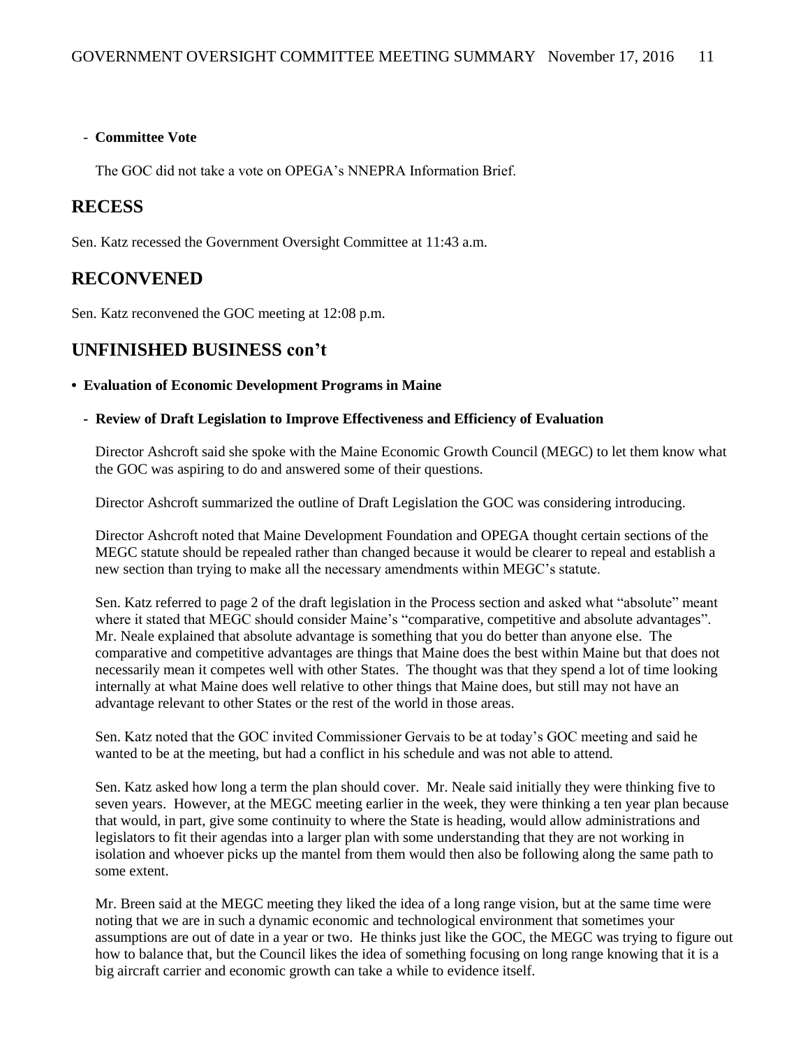- **Committee Vote**

The GOC did not take a vote on OPEGA's NNEPRA Information Brief.

## RECESS

Sen. Katz recessed the Government Oversight Committee at 11:43 a.m.

## RECONVENED

Sen. Katz reconvened the GOC meeting at 12:08 p.m.

## UNFINISHED BUSINESS con't

- **Evaluation of Economic Development Programs in Maine**

  - **Review of Draft Legislation to Improve Effectiveness and Efficiency of Evaluation**

Director Ashcroft said she spoke with the Maine Economic Growth Council (MEGC) to let them know what the GOC was aspiring to do and answered some of their questions.

Director Ashcroft summarized the outline of Draft Legislation the GOC was considering introducing.

Director Ashcroft noted that Maine Development Foundation and OPEGA thought certain sections of the MEGC statute should be repealed rather than changed because it would be clearer to repeal and establish a new section than trying to make all the necessary amendments within MEGC's statute.

Sen. Katz referred to page 2 of the draft legislation in the Process section and asked what "absolute" meant where it stated that MEGC should consider Maine's "comparative, competitive and absolute advantages". Mr. Neale explained that absolute advantage is something that you do better than anyone else. The comparative and competitive advantages are things that Maine does the best within Maine but that does not necessarily mean it competes well with other States. The thought was that they spend a lot of time looking internally at what Maine does well relative to other things that Maine does, but still may not have an advantage relevant to other States or the rest of the world in those areas.

Sen. Katz noted that the GOC invited Commissioner Gervais to be at today's GOC meeting and said he wanted to be at the meeting, but had a conflict in his schedule and was not able to attend.

Sen. Katz asked how long a term the plan should cover. Mr. Neale said initially they were thinking five to seven years. However, at the MEGC meeting earlier in the week, they were thinking a ten year plan because that would, in part, give some continuity to where the State is heading, would allow administrations and legislators to fit their agendas into a larger plan with some understanding that they are not working in isolation and whoever picks up the mantel from them would then also be following along the same path to some extent.

Mr. Breen said at the MEGC meeting they liked the idea of a long range vision, but at the same time were noting that we are in such a dynamic economic and technological environment that sometimes your assumptions are out of date in a year or two. He thinks just like the GOC, the MEGC was trying to figure out how to balance that, but the Council likes the idea of something focusing on long range knowing that it is a big aircraft carrier and economic growth can take a while to evidence itself.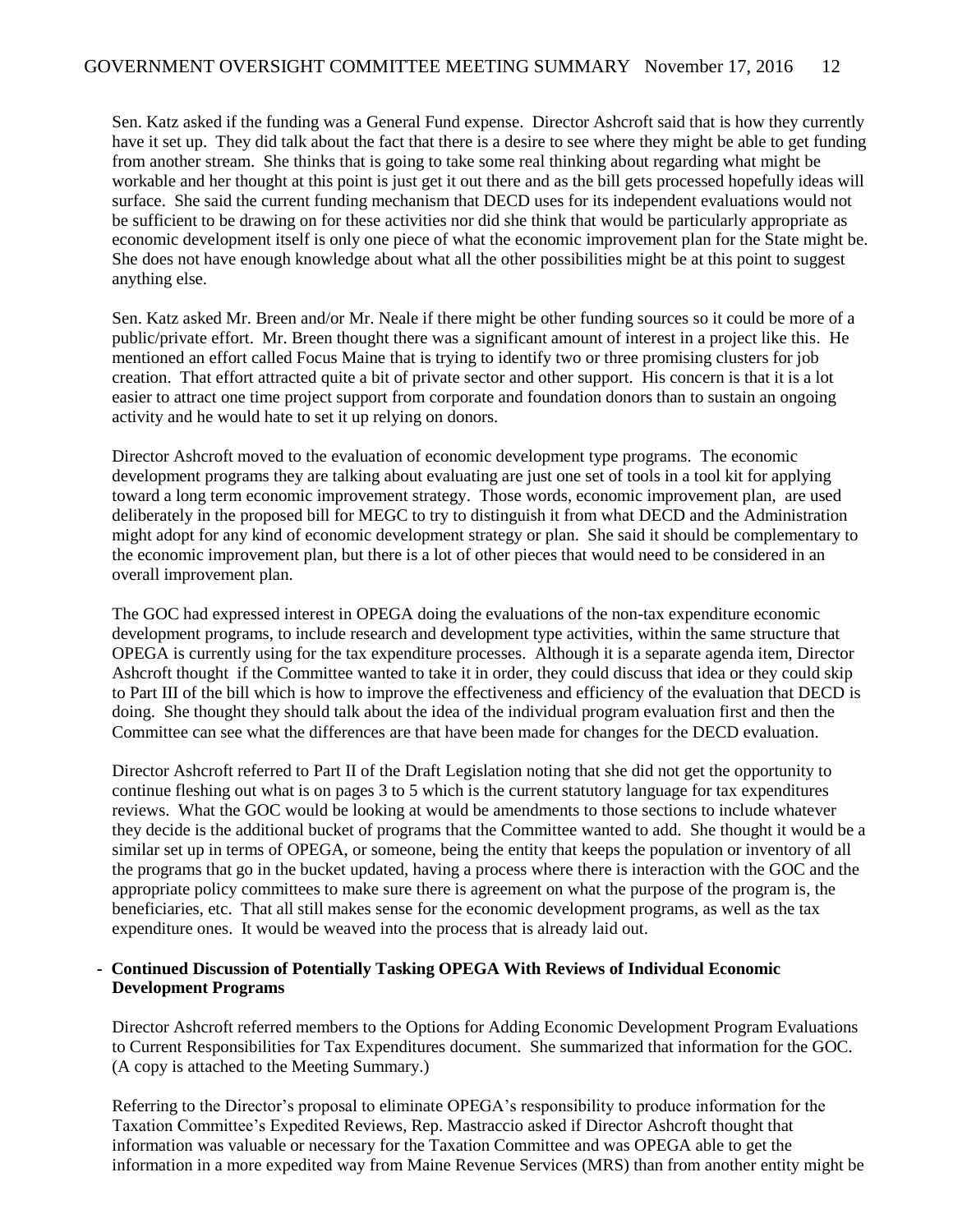Sen. Katz asked if the funding was a General Fund expense. Director Ashcroft said that is how they currently have it set up. They did talk about the fact that there is a desire to see where they might be able to get funding from another stream. She thinks that is going to take some real thinking about regarding what might be workable and her thought at this point is just get it out there and as the bill gets processed hopefully ideas will surface. She said the current funding mechanism that DECD uses for its independent evaluations would not be sufficient to be drawing on for these activities nor did she think that would be particularly appropriate as economic development itself is only one piece of what the economic improvement plan for the State might be. She does not have enough knowledge about what all the other possibilities might be at this point to suggest anything else.

Sen. Katz asked Mr. Breen and/or Mr. Neale if there might be other funding sources so it could be more of a public/private effort. Mr. Breen thought there was a significant amount of interest in a project like this. He mentioned an effort called Focus Maine that is trying to identify two or three promising clusters for job creation. That effort attracted quite a bit of private sector and other support. His concern is that it is a lot easier to attract one time project support from corporate and foundation donors than to sustain an ongoing activity and he would hate to set it up relying on donors.

Director Ashcroft moved to the evaluation of economic development type programs. The economic development programs they are talking about evaluating are just one set of tools in a tool kit for applying toward a long term economic improvement strategy. Those words, economic improvement plan, are used deliberately in the proposed bill for MEGC to try to distinguish it from what DECD and the Administration might adopt for any kind of economic development strategy or plan. She said it should be complementary to the economic improvement plan, but there is a lot of other pieces that would need to be considered in an overall improvement plan.

The GOC had expressed interest in OPEGA doing the evaluations of the non-tax expenditure economic development programs, to include research and development type activities, within the same structure that OPEGA is currently using for the tax expenditure processes. Although it is a separate agenda item, Director Ashcroft thought if the Committee wanted to take it in order, they could discuss that idea or they could skip to Part III of the bill which is how to improve the effectiveness and efficiency of the evaluation that DECD is doing. She thought they should talk about the idea of the individual program evaluation first and then the Committee can see what the differences are that have been made for changes for the DECD evaluation.

Director Ashcroft referred to Part II of the Draft Legislation noting that she did not get the opportunity to continue fleshing out what is on pages 3 to 5 which is the current statutory language for tax expenditures reviews. What the GOC would be looking at would be amendments to those sections to include whatever they decide is the additional bucket of programs that the Committee wanted to add. She thought it would be a similar set up in terms of OPEGA, or someone, being the entity that keeps the population or inventory of all the programs that go in the bucket updated, having a process where there is interaction with the GOC and the appropriate policy committees to make sure there is agreement on what the purpose of the program is, the beneficiaries, etc. That all still makes sense for the economic development programs, as well as the tax expenditure ones. It would be weaved into the process that is already laid out.

- **Continued Discussion of Potentially Tasking OPEGA With Reviews of Individual Economic Development Programs**

Director Ashcroft referred members to the Options for Adding Economic Development Program Evaluations to Current Responsibilities for Tax Expenditures document. She summarized that information for the GOC. (A copy is attached to the Meeting Summary.)

Referring to the Director's proposal to eliminate OPEGA's responsibility to produce information for the Taxation Committee's Expedited Reviews, Rep. Mastraccio asked if Director Ashcroft thought that information was valuable or necessary for the Taxation Committee and was OPEGA able to get the information in a more expedited way from Maine Revenue Services (MRS) than from another entity might be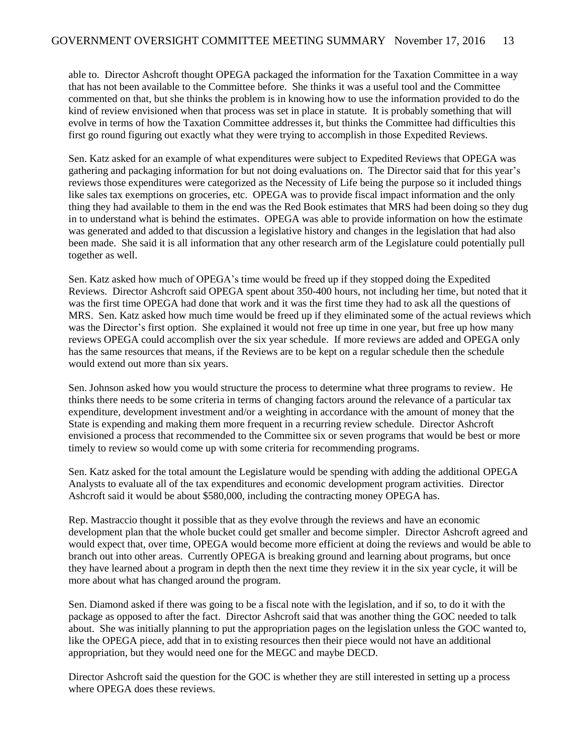able to. Director Ashcroft thought OPEGA packaged the information for the Taxation Committee in a way that has not been available to the Committee before. She thinks it was a useful tool and the Committee commented on that, but she thinks the problem is in knowing how to use the information provided to do the kind of review envisioned when that process was set in place in statute. It is probably something that will evolve in terms of how the Taxation Committee addresses it, but thinks the Committee had difficulties this first go round figuring out exactly what they were trying to accomplish in those Expedited Reviews.

Sen. Katz asked for an example of what expenditures were subject to Expedited Reviews that OPEGA was gathering and packaging information for but not doing evaluations on. The Director said that for this year's reviews those expenditures were categorized as the Necessity of Life being the purpose so it included things like sales tax exemptions on groceries, etc. OPEGA was to provide fiscal impact information and the only thing they had available to them in the end was the Red Book estimates that MRS had been doing so they dug in to understand what is behind the estimates. OPEGA was able to provide information on how the estimate was generated and added to that discussion a legislative history and changes in the legislation that had also been made. She said it is all information that any other research arm of the Legislature could potentially pull together as well.

Sen. Katz asked how much of OPEGA's time would be freed up if they stopped doing the Expedited Reviews. Director Ashcroft said OPEGA spent about 350-400 hours, not including her time, but noted that it was the first time OPEGA had done that work and it was the first time they had to ask all the questions of MRS. Sen. Katz asked how much time would be freed up if they eliminated some of the actual reviews which was the Director's first option. She explained it would not free up time in one year, but free up how many reviews OPEGA could accomplish over the six year schedule. If more reviews are added and OPEGA only has the same resources that means, if the Reviews are to be kept on a regular schedule then the schedule would extend out more than six years.

Sen. Johnson asked how you would structure the process to determine what three programs to review. He thinks there needs to be some criteria in terms of changing factors around the relevance of a particular tax expenditure, development investment and/or a weighting in accordance with the amount of money that the State is expending and making them more frequent in a recurring review schedule. Director Ashcroft envisioned a process that recommended to the Committee six or seven programs that would be best or more timely to review so would come up with some criteria for recommending programs.

Sen. Katz asked for the total amount the Legislature would be spending with adding the additional OPEGA Analysts to evaluate all of the tax expenditures and economic development program activities. Director Ashcroft said it would be about $580,000, including the contracting money OPEGA has.

Rep. Mastraccio thought it possible that as they evolve through the reviews and have an economic development plan that the whole bucket could get smaller and become simpler. Director Ashcroft agreed and would expect that, over time, OPEGA would become more efficient at doing the reviews and would be able to branch out into other areas. Currently OPEGA is breaking ground and learning about programs, but once they have learned about a program in depth then the next time they review it in the six year cycle, it will be more about what has changed around the program.

Sen. Diamond asked if there was going to be a fiscal note with the legislation, and if so, to do it with the package as opposed to after the fact. Director Ashcroft said that was another thing the GOC needed to talk about. She was initially planning to put the appropriation pages on the legislation unless the GOC wanted to, like the OPEGA piece, add that in to existing resources then their piece would not have an additional appropriation, but they would need one for the MEGC and maybe DECD.

Director Ashcroft said the question for the GOC is whether they are still interested in setting up a process where OPEGA does these reviews.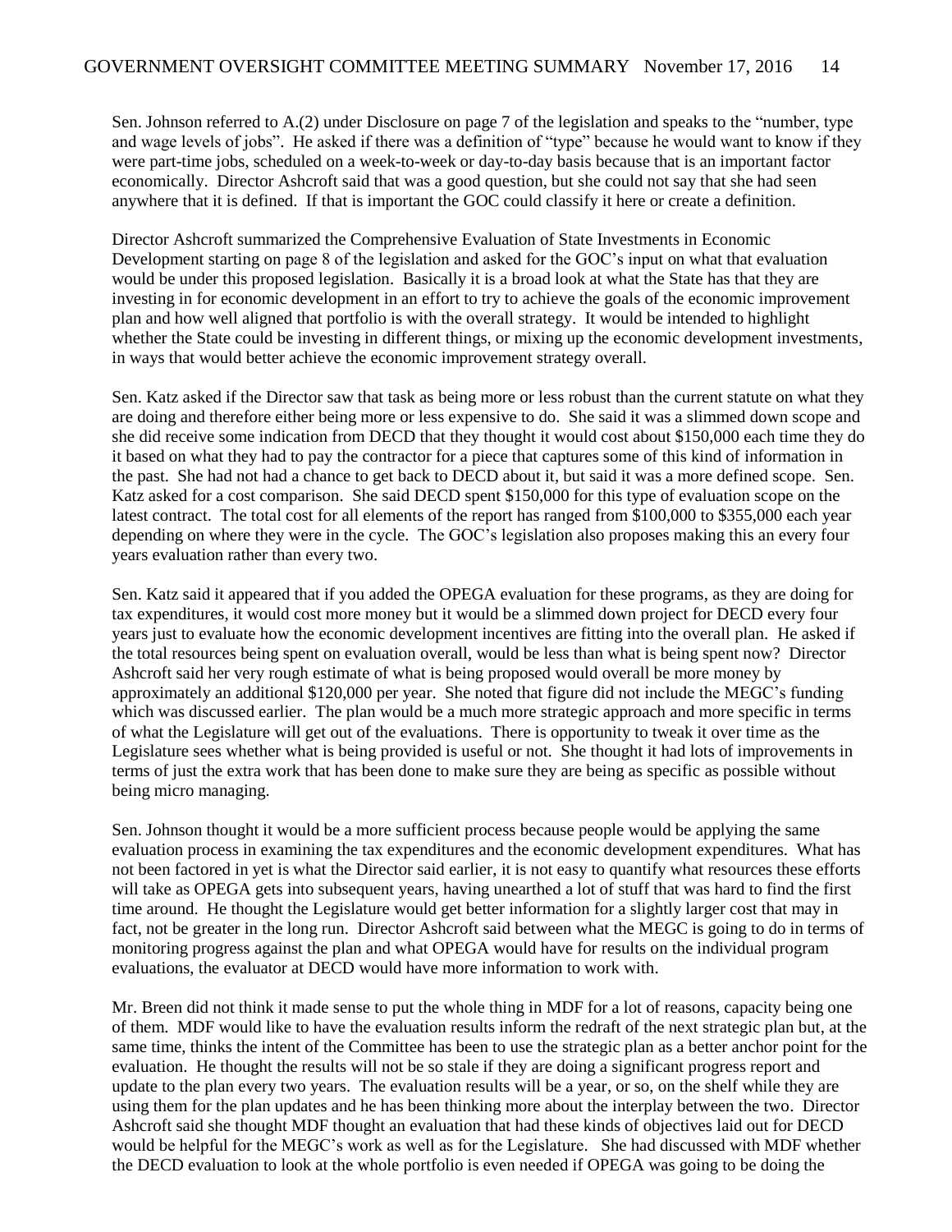Sen. Johnson referred to A.(2) under Disclosure on page 7 of the legislation and speaks to the "number, type and wage levels of jobs". He asked if there was a definition of "type" because he would want to know if they were part-time jobs, scheduled on a week-to-week or day-to-day basis because that is an important factor economically. Director Ashcroft said that was a good question, but she could not say that she had seen anywhere that it is defined. If that is important the GOC could classify it here or create a definition.

Director Ashcroft summarized the Comprehensive Evaluation of State Investments in Economic Development starting on page 8 of the legislation and asked for the GOC's input on what that evaluation would be under this proposed legislation. Basically it is a broad look at what the State has that they are investing in for economic development in an effort to try to achieve the goals of the economic improvement plan and how well aligned that portfolio is with the overall strategy. It would be intended to highlight whether the State could be investing in different things, or mixing up the economic development investments, in ways that would better achieve the economic improvement strategy overall.

Sen. Katz asked if the Director saw that task as being more or less robust than the current statute on what they are doing and therefore either being more or less expensive to do. She said it was a slimmed down scope and she did receive some indication from DECD that they thought it would cost about $150,000 each time they do it based on what they had to pay the contractor for a piece that captures some of this kind of information in the past. She had not had a chance to get back to DECD about it, but said it was a more defined scope. Sen. Katz asked for a cost comparison. She said DECD spent $150,000 for this type of evaluation scope on the latest contract. The total cost for all elements of the report has ranged from $100,000 to $355,000 each year depending on where they were in the cycle. The GOC's legislation also proposes making this an every four years evaluation rather than every two.

Sen. Katz said it appeared that if you added the OPEGA evaluation for these programs, as they are doing for tax expenditures, it would cost more money but it would be a slimmed down project for DECD every four years just to evaluate how the economic development incentives are fitting into the overall plan. He asked if the total resources being spent on evaluation overall, would be less than what is being spent now? Director Ashcroft said her very rough estimate of what is being proposed would overall be more money by approximately an additional $120,000 per year. She noted that figure did not include the MEGC's funding which was discussed earlier. The plan would be a much more strategic approach and more specific in terms of what the Legislature will get out of the evaluations. There is opportunity to tweak it over time as the Legislature sees whether what is being provided is useful or not. She thought it had lots of improvements in terms of just the extra work that has been done to make sure they are being as specific as possible without being micro managing.

Sen. Johnson thought it would be a more sufficient process because people would be applying the same evaluation process in examining the tax expenditures and the economic development expenditures. What has not been factored in yet is what the Director said earlier, it is not easy to quantify what resources these efforts will take as OPEGA gets into subsequent years, having unearthed a lot of stuff that was hard to find the first time around. He thought the Legislature would get better information for a slightly larger cost that may in fact, not be greater in the long run. Director Ashcroft said between what the MEGC is going to do in terms of monitoring progress against the plan and what OPEGA would have for results on the individual program evaluations, the evaluator at DECD would have more information to work with.

Mr. Breen did not think it made sense to put the whole thing in MDF for a lot of reasons, capacity being one of them. MDF would like to have the evaluation results inform the redraft of the next strategic plan but, at the same time, thinks the intent of the Committee has been to use the strategic plan as a better anchor point for the evaluation. He thought the results will not be so stale if they are doing a significant progress report and update to the plan every two years. The evaluation results will be a year, or so, on the shelf while they are using them for the plan updates and he has been thinking more about the interplay between the two. Director Ashcroft said she thought MDF thought an evaluation that had these kinds of objectives laid out for DECD would be helpful for the MEGC's work as well as for the Legislature. She had discussed with MDF whether the DECD evaluation to look at the whole portfolio is even needed if OPEGA was going to be doing the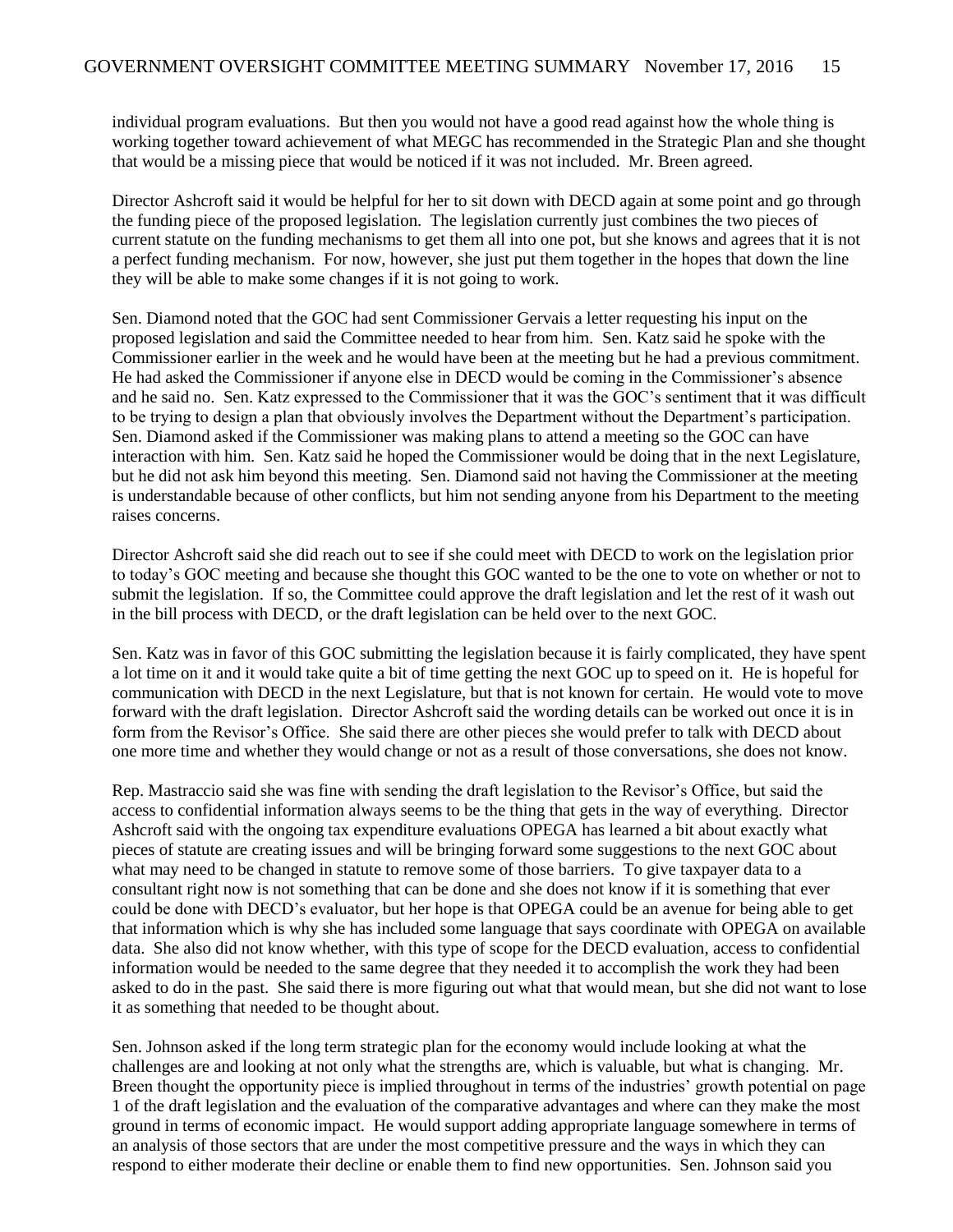individual program evaluations. But then you would not have a good read against how the whole thing is working together toward achievement of what MEGC has recommended in the Strategic Plan and she thought that would be a missing piece that would be noticed if it was not included. Mr. Breen agreed.

Director Ashcroft said it would be helpful for her to sit down with DECD again at some point and go through the funding piece of the proposed legislation. The legislation currently just combines the two pieces of current statute on the funding mechanisms to get them all into one pot, but she knows and agrees that it is not a perfect funding mechanism. For now, however, she just put them together in the hopes that down the line they will be able to make some changes if it is not going to work.

Sen. Diamond noted that the GOC had sent Commissioner Gervais a letter requesting his input on the proposed legislation and said the Committee needed to hear from him. Sen. Katz said he spoke with the Commissioner earlier in the week and he would have been at the meeting but he had a previous commitment. He had asked the Commissioner if anyone else in DECD would be coming in the Commissioner's absence and he said no. Sen. Katz expressed to the Commissioner that it was the GOC's sentiment that it was difficult to be trying to design a plan that obviously involves the Department without the Department's participation. Sen. Diamond asked if the Commissioner was making plans to attend a meeting so the GOC can have interaction with him. Sen. Katz said he hoped the Commissioner would be doing that in the next Legislature, but he did not ask him beyond this meeting. Sen. Diamond said not having the Commissioner at the meeting is understandable because of other conflicts, but him not sending anyone from his Department to the meeting raises concerns.

Director Ashcroft said she did reach out to see if she could meet with DECD to work on the legislation prior to today's GOC meeting and because she thought this GOC wanted to be the one to vote on whether or not to submit the legislation. If so, the Committee could approve the draft legislation and let the rest of it wash out in the bill process with DECD, or the draft legislation can be held over to the next GOC.

Sen. Katz was in favor of this GOC submitting the legislation because it is fairly complicated, they have spent a lot time on it and it would take quite a bit of time getting the next GOC up to speed on it. He is hopeful for communication with DECD in the next Legislature, but that is not known for certain. He would vote to move forward with the draft legislation. Director Ashcroft said the wording details can be worked out once it is in form from the Revisor's Office. She said there are other pieces she would prefer to talk with DECD about one more time and whether they would change or not as a result of those conversations, she does not know.

Rep. Mastraccio said she was fine with sending the draft legislation to the Revisor's Office, but said the access to confidential information always seems to be the thing that gets in the way of everything. Director Ashcroft said with the ongoing tax expenditure evaluations OPEGA has learned a bit about exactly what pieces of statute are creating issues and will be bringing forward some suggestions to the next GOC about what may need to be changed in statute to remove some of those barriers. To give taxpayer data to a consultant right now is not something that can be done and she does not know if it is something that ever could be done with DECD's evaluator, but her hope is that OPEGA could be an avenue for being able to get that information which is why she has included some language that says coordinate with OPEGA on available data. She also did not know whether, with this type of scope for the DECD evaluation, access to confidential information would be needed to the same degree that they needed it to accomplish the work they had been asked to do in the past. She said there is more figuring out what that would mean, but she did not want to lose it as something that needed to be thought about.

Sen. Johnson asked if the long term strategic plan for the economy would include looking at what the challenges are and looking at not only what the strengths are, which is valuable, but what is changing. Mr. Breen thought the opportunity piece is implied throughout in terms of the industries' growth potential on page 1 of the draft legislation and the evaluation of the comparative advantages and where can they make the most ground in terms of economic impact. He would support adding appropriate language somewhere in terms of an analysis of those sectors that are under the most competitive pressure and the ways in which they can respond to either moderate their decline or enable them to find new opportunities. Sen. Johnson said you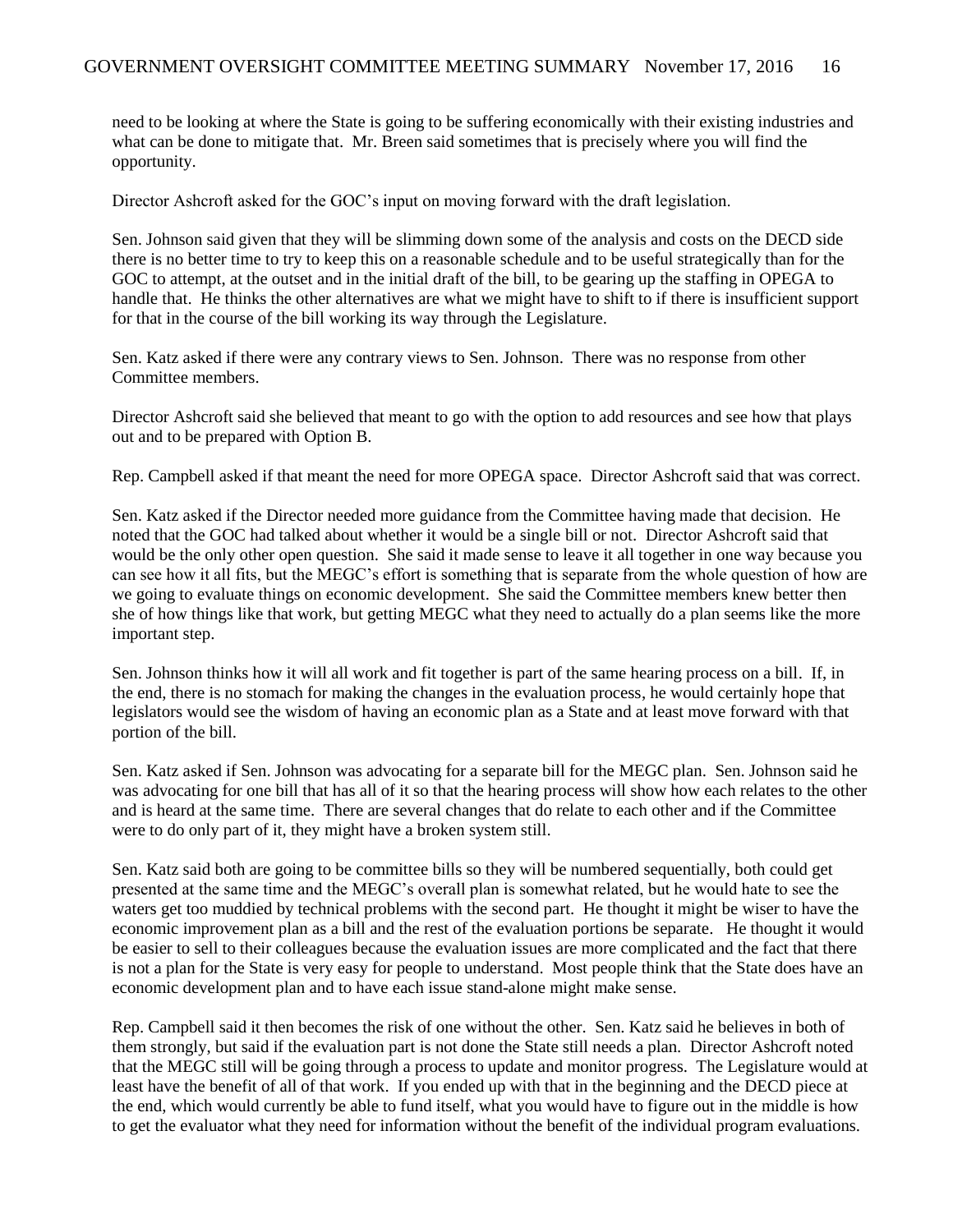need to be looking at where the State is going to be suffering economically with their existing industries and what can be done to mitigate that. Mr. Breen said sometimes that is precisely where you will find the opportunity.

Director Ashcroft asked for the GOC's input on moving forward with the draft legislation.

Sen. Johnson said given that they will be slimming down some of the analysis and costs on the DECD side there is no better time to try to keep this on a reasonable schedule and to be useful strategically than for the GOC to attempt, at the outset and in the initial draft of the bill, to be gearing up the staffing in OPEGA to handle that. He thinks the other alternatives are what we might have to shift to if there is insufficient support for that in the course of the bill working its way through the Legislature.

Sen. Katz asked if there were any contrary views to Sen. Johnson. There was no response from other Committee members.

Director Ashcroft said she believed that meant to go with the option to add resources and see how that plays out and to be prepared with Option B.

Rep. Campbell asked if that meant the need for more OPEGA space. Director Ashcroft said that was correct.

Sen. Katz asked if the Director needed more guidance from the Committee having made that decision. He noted that the GOC had talked about whether it would be a single bill or not. Director Ashcroft said that would be the only other open question. She said it made sense to leave it all together in one way because you can see how it all fits, but the MEGC's effort is something that is separate from the whole question of how are we going to evaluate things on economic development. She said the Committee members knew better then she of how things like that work, but getting MEGC what they need to actually do a plan seems like the more important step.

Sen. Johnson thinks how it will all work and fit together is part of the same hearing process on a bill. If, in the end, there is no stomach for making the changes in the evaluation process, he would certainly hope that legislators would see the wisdom of having an economic plan as a State and at least move forward with that portion of the bill.

Sen. Katz asked if Sen. Johnson was advocating for a separate bill for the MEGC plan. Sen. Johnson said he was advocating for one bill that has all of it so that the hearing process will show how each relates to the other and is heard at the same time. There are several changes that do relate to each other and if the Committee were to do only part of it, they might have a broken system still.

Sen. Katz said both are going to be committee bills so they will be numbered sequentially, both could get presented at the same time and the MEGC's overall plan is somewhat related, but he would hate to see the waters get too muddied by technical problems with the second part. He thought it might be wiser to have the economic improvement plan as a bill and the rest of the evaluation portions be separate. He thought it would be easier to sell to their colleagues because the evaluation issues are more complicated and the fact that there is not a plan for the State is very easy for people to understand. Most people think that the State does have an economic development plan and to have each issue stand-alone might make sense.

Rep. Campbell said it then becomes the risk of one without the other. Sen. Katz said he believes in both of them strongly, but said if the evaluation part is not done the State still needs a plan. Director Ashcroft noted that the MEGC still will be going through a process to update and monitor progress. The Legislature would at least have the benefit of all of that work. If you ended up with that in the beginning and the DECD piece at the end, which would currently be able to fund itself, what you would have to figure out in the middle is how to get the evaluator what they need for information without the benefit of the individual program evaluations.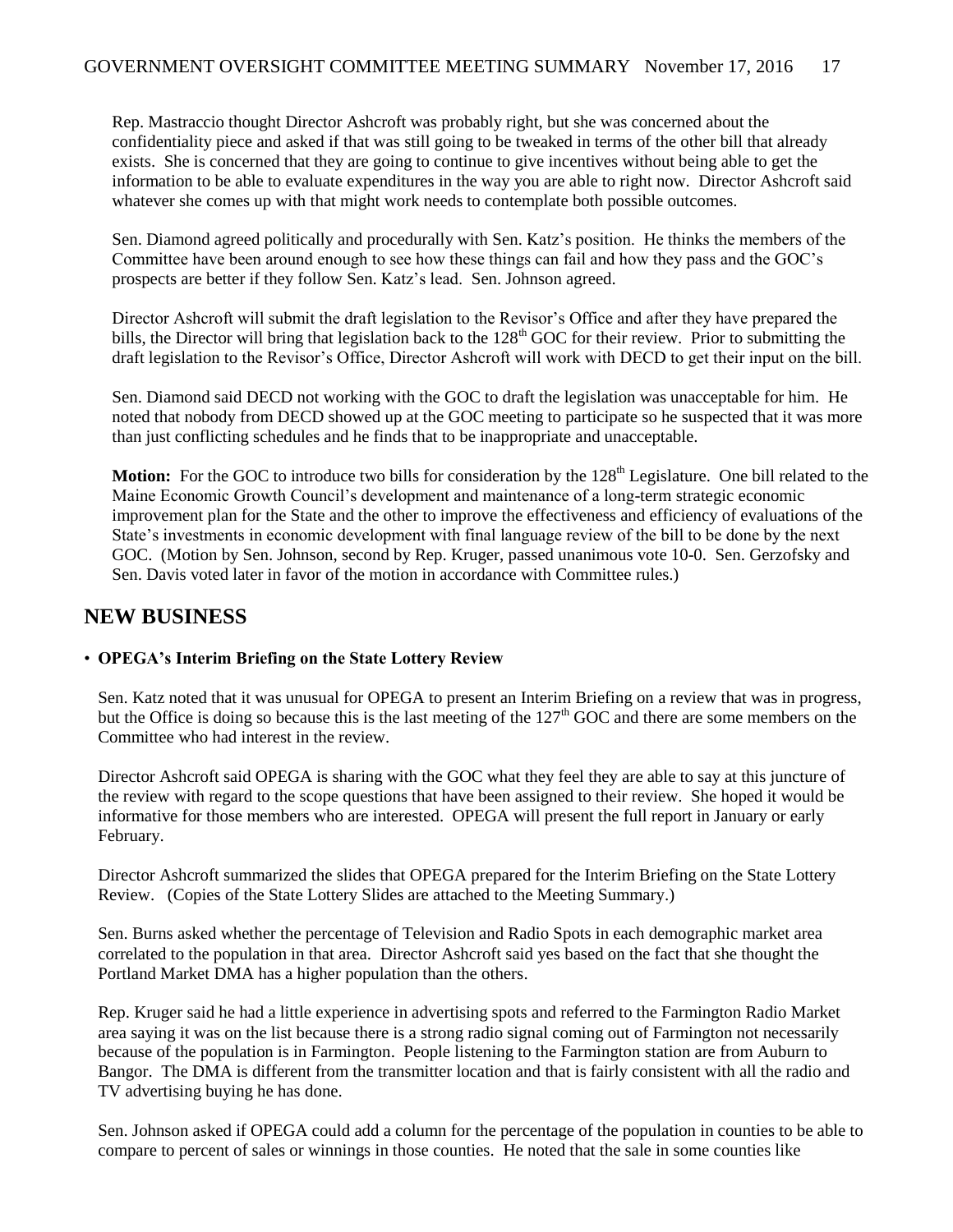Rep. Mastraccio thought Director Ashcroft was probably right, but she was concerned about the confidentiality piece and asked if that was still going to be tweaked in terms of the other bill that already exists. She is concerned that they are going to continue to give incentives without being able to get the information to be able to evaluate expenditures in the way you are able to right now. Director Ashcroft said whatever she comes up with that might work needs to contemplate both possible outcomes.

Sen. Diamond agreed politically and procedurally with Sen. Katz's position. He thinks the members of the Committee have been around enough to see how these things can fail and how they pass and the GOC's prospects are better if they follow Sen. Katz's lead. Sen. Johnson agreed.

Director Ashcroft will submit the draft legislation to the Revisor's Office and after they have prepared the bills, the Director will bring that legislation back to the 128th GOC for their review. Prior to submitting the draft legislation to the Revisor's Office, Director Ashcroft will work with DECD to get their input on the bill.

Sen. Diamond said DECD not working with the GOC to draft the legislation was unacceptable for him. He noted that nobody from DECD showed up at the GOC meeting to participate so he suspected that it was more than just conflicting schedules and he finds that to be inappropriate and unacceptable.

**Motion:** For the GOC to introduce two bills for consideration by the 128th Legislature. One bill related to the Maine Economic Growth Council's development and maintenance of a long-term strategic economic improvement plan for the State and the other to improve the effectiveness and efficiency of evaluations of the State's investments in economic development with final language review of the bill to be done by the next GOC. (Motion by Sen. Johnson, second by Rep. Kruger, passed unanimous vote 10-0. Sen. Gerzofsky and Sen. Davis voted later in favor of the motion in accordance with Committee rules.)

## NEW BUSINESS

- **OPEGA's Interim Briefing on the State Lottery Review**

Sen. Katz noted that it was unusual for OPEGA to present an Interim Briefing on a review that was in progress, but the Office is doing so because this is the last meeting of the 127th GOC and there are some members on the Committee who had interest in the review.

Director Ashcroft said OPEGA is sharing with the GOC what they feel they are able to say at this juncture of the review with regard to the scope questions that have been assigned to their review. She hoped it would be informative for those members who are interested. OPEGA will present the full report in January or early February.

Director Ashcroft summarized the slides that OPEGA prepared for the Interim Briefing on the State Lottery Review. (Copies of the State Lottery Slides are attached to the Meeting Summary.)

Sen. Burns asked whether the percentage of Television and Radio Spots in each demographic market area correlated to the population in that area. Director Ashcroft said yes based on the fact that she thought the Portland Market DMA has a higher population than the others.

Rep. Kruger said he had a little experience in advertising spots and referred to the Farmington Radio Market area saying it was on the list because there is a strong radio signal coming out of Farmington not necessarily because of the population is in Farmington. People listening to the Farmington station are from Auburn to Bangor. The DMA is different from the transmitter location and that is fairly consistent with all the radio and TV advertising buying he has done.

Sen. Johnson asked if OPEGA could add a column for the percentage of the population in counties to be able to compare to percent of sales or winnings in those counties. He noted that the sale in some counties like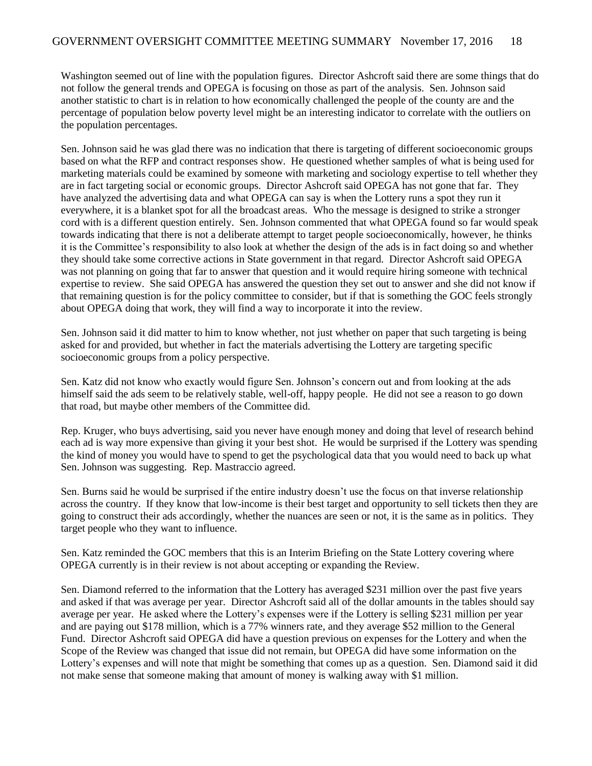Washington seemed out of line with the population figures. Director Ashcroft said there are some things that do not follow the general trends and OPEGA is focusing on those as part of the analysis. Sen. Johnson said another statistic to chart is in relation to how economically challenged the people of the county are and the percentage of population below poverty level might be an interesting indicator to correlate with the outliers on the population percentages.

Sen. Johnson said he was glad there was no indication that there is targeting of different socioeconomic groups based on what the RFP and contract responses show. He questioned whether samples of what is being used for marketing materials could be examined by someone with marketing and sociology expertise to tell whether they are in fact targeting social or economic groups. Director Ashcroft said OPEGA has not gone that far. They have analyzed the advertising data and what OPEGA can say is when the Lottery runs a spot they run it everywhere, it is a blanket spot for all the broadcast areas. Who the message is designed to strike a stronger cord with is a different question entirely. Sen. Johnson commented that what OPEGA found so far would speak towards indicating that there is not a deliberate attempt to target people socioeconomically, however, he thinks it is the Committee's responsibility to also look at whether the design of the ads is in fact doing so and whether they should take some corrective actions in State government in that regard. Director Ashcroft said OPEGA was not planning on going that far to answer that question and it would require hiring someone with technical expertise to review. She said OPEGA has answered the question they set out to answer and she did not know if that remaining question is for the policy committee to consider, but if that is something the GOC feels strongly about OPEGA doing that work, they will find a way to incorporate it into the review.

Sen. Johnson said it did matter to him to know whether, not just whether on paper that such targeting is being asked for and provided, but whether in fact the materials advertising the Lottery are targeting specific socioeconomic groups from a policy perspective.

Sen. Katz did not know who exactly would figure Sen. Johnson's concern out and from looking at the ads himself said the ads seem to be relatively stable, well-off, happy people. He did not see a reason to go down that road, but maybe other members of the Committee did.

Rep. Kruger, who buys advertising, said you never have enough money and doing that level of research behind each ad is way more expensive than giving it your best shot. He would be surprised if the Lottery was spending the kind of money you would have to spend to get the psychological data that you would need to back up what Sen. Johnson was suggesting. Rep. Mastraccio agreed.

Sen. Burns said he would be surprised if the entire industry doesn't use the focus on that inverse relationship across the country. If they know that low-income is their best target and opportunity to sell tickets then they are going to construct their ads accordingly, whether the nuances are seen or not, it is the same as in politics. They target people who they want to influence.

Sen. Katz reminded the GOC members that this is an Interim Briefing on the State Lottery covering where OPEGA currently is in their review is not about accepting or expanding the Review.

Sen. Diamond referred to the information that the Lottery has averaged $231 million over the past five years and asked if that was average per year. Director Ashcroft said all of the dollar amounts in the tables should say average per year. He asked where the Lottery's expenses were if the Lottery is selling $231 million per year and are paying out $178 million, which is a 77% winners rate, and they average $52 million to the General Fund. Director Ashcroft said OPEGA did have a question previous on expenses for the Lottery and when the Scope of the Review was changed that issue did not remain, but OPEGA did have some information on the Lottery's expenses and will note that might be something that comes up as a question. Sen. Diamond said it did not make sense that someone making that amount of money is walking away with $1 million.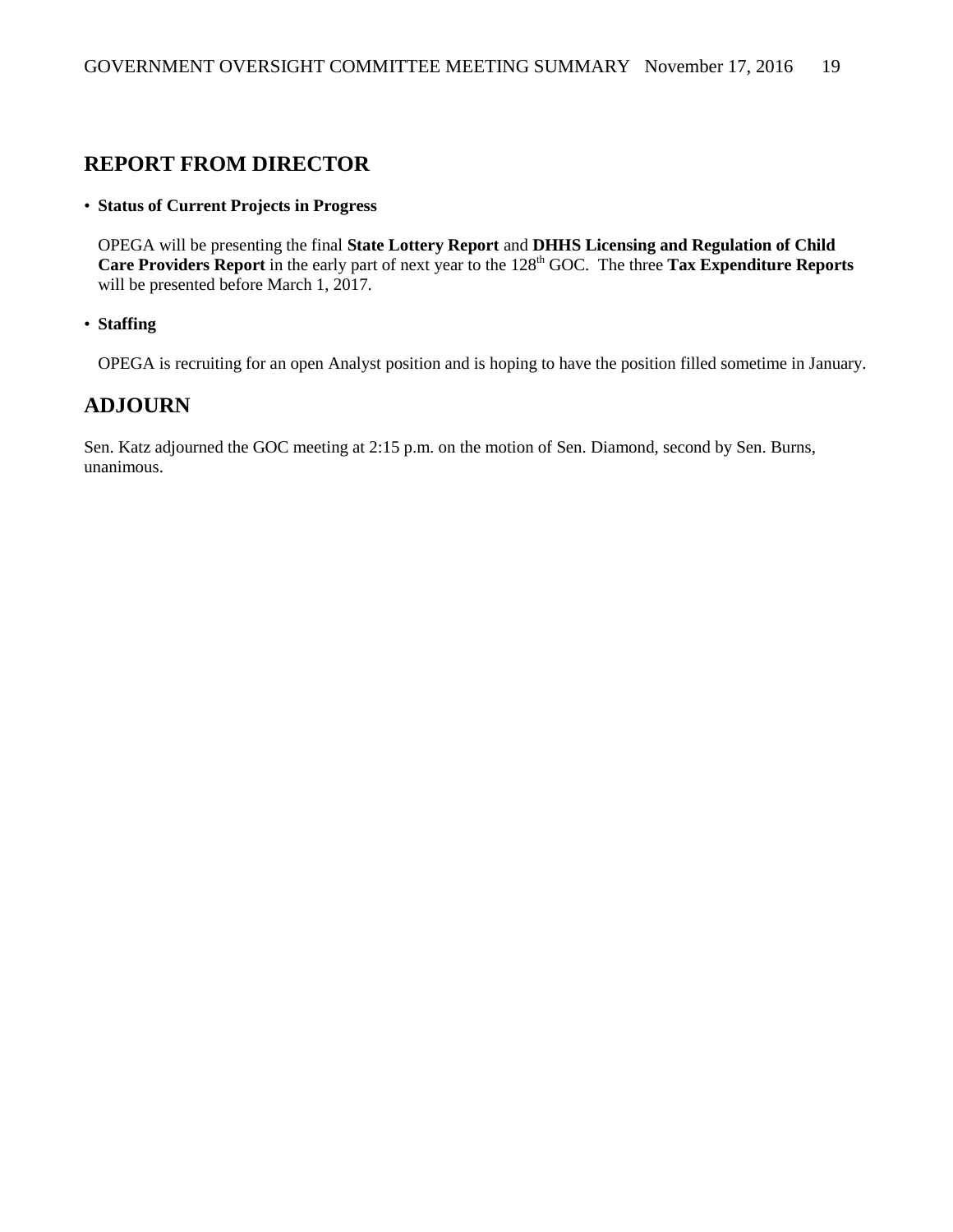## REPORT FROM DIRECTOR

- **Status of Current Projects in Progress**

  OPEGA will be presenting the final **State Lottery Report** and **DHHS Licensing and Regulation of Child Care Providers Report** in the early part of next year to the 128th GOC. The three **Tax Expenditure Reports** will be presented before March 1, 2017.

- **Staffing**

  OPEGA is recruiting for an open Analyst position and is hoping to have the position filled sometime in January.

## ADJOURN

Sen. Katz adjourned the GOC meeting at 2:15 p.m. on the motion of Sen. Diamond, second by Sen. Burns, unanimous.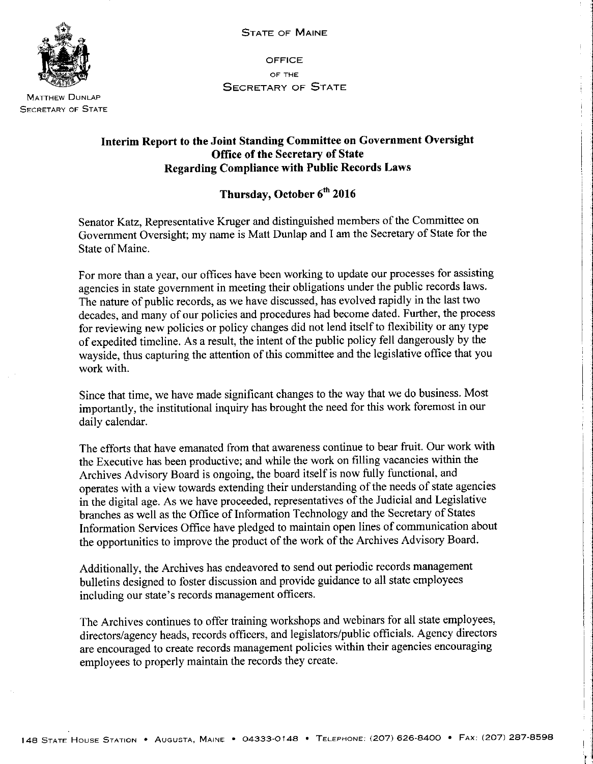STATE OF MAINE

OFFICE
OF THE
SECRETARY OF STATE

MATTHEW DUNLAP
SECRETARY OF STATE

**Interim Report to the Joint Standing Committee on Government Oversight**
**Office of the Secretary of State**
**Regarding Compliance with Public Records Laws**

**Thursday, October 6th 2016**

Senator Katz, Representative Kruger and distinguished members of the Committee on Government Oversight; my name is Matt Dunlap and I am the Secretary of State for the State of Maine.

For more than a year, our offices have been working to update our processes for assisting agencies in state government in meeting their obligations under the public records laws. The nature of public records, as we have discussed, has evolved rapidly in the last two decades, and many of our policies and procedures had become dated. Further, the process for reviewing new policies or policy changes did not lend itself to flexibility or any type of expedited timeline. As a result, the intent of the public policy fell dangerously by the wayside, thus capturing the attention of this committee and the legislative office that you work with.

Since that time, we have made significant changes to the way that we do business. Most importantly, the institutional inquiry has brought the need for this work foremost in our daily calendar.

The efforts that have emanated from that awareness continue to bear fruit. Our work with the Executive has been productive; and while the work on filling vacancies within the Archives Advisory Board is ongoing, the board itself is now fully functional, and operates with a view towards extending their understanding of the needs of state agencies in the digital age. As we have proceeded, representatives of the Judicial and Legislative branches as well as the Office of Information Technology and the Secretary of States Information Services Office have pledged to maintain open lines of communication about the opportunities to improve the product of the work of the Archives Advisory Board.

Additionally, the Archives has endeavored to send out periodic records management bulletins designed to foster discussion and provide guidance to all state employees including our state's records management officers.

The Archives continues to offer training workshops and webinars for all state employees, directors/agency heads, records officers, and legislators/public officials. Agency directors are encouraged to create records management policies within their agencies encouraging employees to properly maintain the records they create.

148 STATE HOUSE STATION • AUGUSTA, MAINE • 04333-0148 • TELEPHONE: (207) 626-8400 • FAX: (207) 287-8598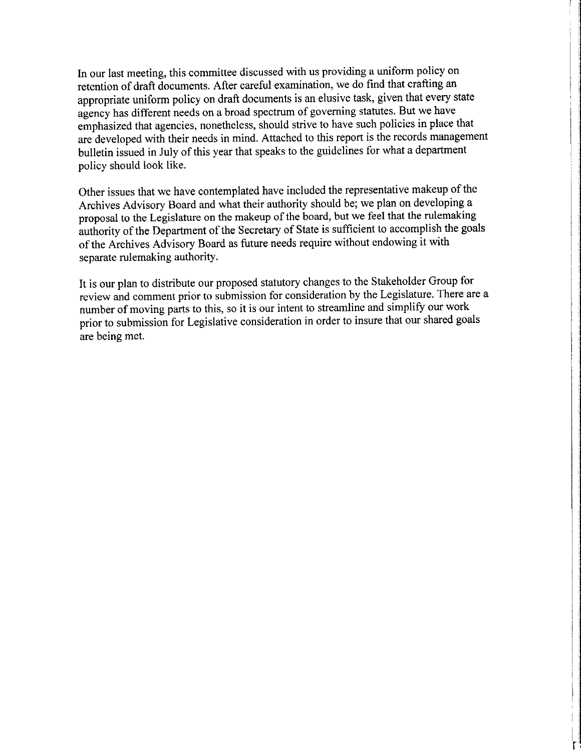In our last meeting, this committee discussed with us providing a uniform policy on retention of draft documents. After careful examination, we do find that crafting an appropriate uniform policy on draft documents is an elusive task, given that every state agency has different needs on a broad spectrum of governing statutes. But we have emphasized that agencies, nonetheless, should strive to have such policies in place that are developed with their needs in mind. Attached to this report is the records management bulletin issued in July of this year that speaks to the guidelines for what a department policy should look like.

Other issues that we have contemplated have included the representative makeup of the Archives Advisory Board and what their authority should be; we plan on developing a proposal to the Legislature on the makeup of the board, but we feel that the rulemaking authority of the Department of the Secretary of State is sufficient to accomplish the goals of the Archives Advisory Board as future needs require without endowing it with separate rulemaking authority.

It is our plan to distribute our proposed statutory changes to the Stakeholder Group for review and comment prior to submission for consideration by the Legislature. There are a number of moving parts to this, so it is our intent to streamline and simplify our work prior to submission for Legislative consideration in order to insure that our shared goals are being met.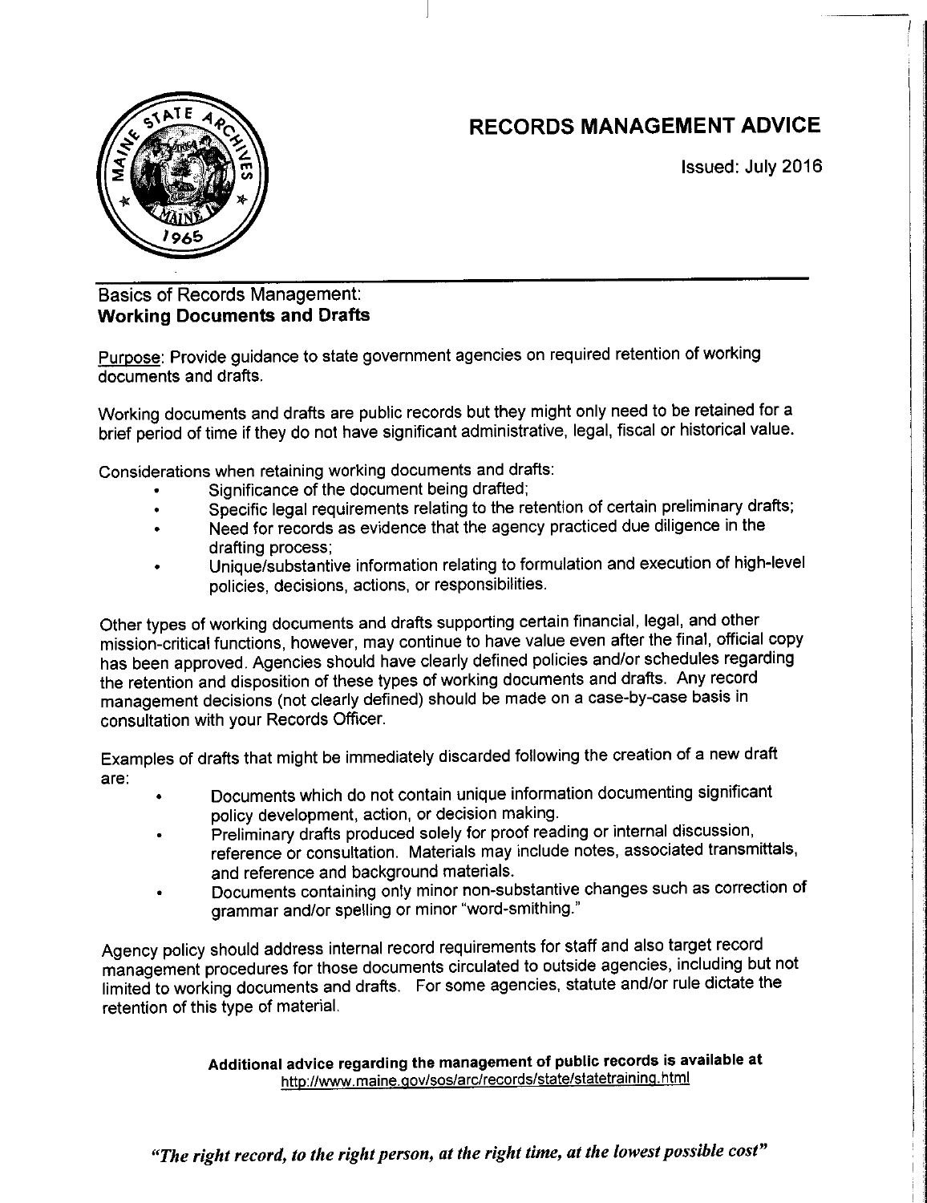# RECORDS MANAGEMENT ADVICE

Issued: July 2016

Basics of Records Management:
**Working Documents and Drafts**

Purpose: Provide guidance to state government agencies on required retention of working documents and drafts.

Working documents and drafts are public records but they might only need to be retained for a brief period of time if they do not have significant administrative, legal, fiscal or historical value.

Considerations when retaining working documents and drafts:

- Significance of the document being drafted;
- Specific legal requirements relating to the retention of certain preliminary drafts;
- Need for records as evidence that the agency practiced due diligence in the drafting process;
- Unique/substantive information relating to formulation and execution of high-level policies, decisions, actions, or responsibilities.

Other types of working documents and drafts supporting certain financial, legal, and other mission-critical functions, however, may continue to have value even after the final, official copy has been approved. Agencies should have clearly defined policies and/or schedules regarding the retention and disposition of these types of working documents and drafts. Any record management decisions (not clearly defined) should be made on a case-by-case basis in consultation with your Records Officer.

Examples of drafts that might be immediately discarded following the creation of a new draft are:

- Documents which do not contain unique information documenting significant policy development, action, or decision making.
- Preliminary drafts produced solely for proof reading or internal discussion, reference or consultation. Materials may include notes, associated transmittals, and reference and background materials.
- Documents containing only minor non-substantive changes such as correction of grammar and/or spelling or minor "word-smithing."

Agency policy should address internal record requirements for staff and also target record management procedures for those documents circulated to outside agencies, including but not limited to working documents and drafts. For some agencies, statute and/or rule dictate the retention of this type of material.

**Additional advice regarding the management of public records is available at**
http://www.maine.gov/sos/arc/records/state/statetraining.html

*"The right record, to the right person, at the right time, at the lowest possible cost"*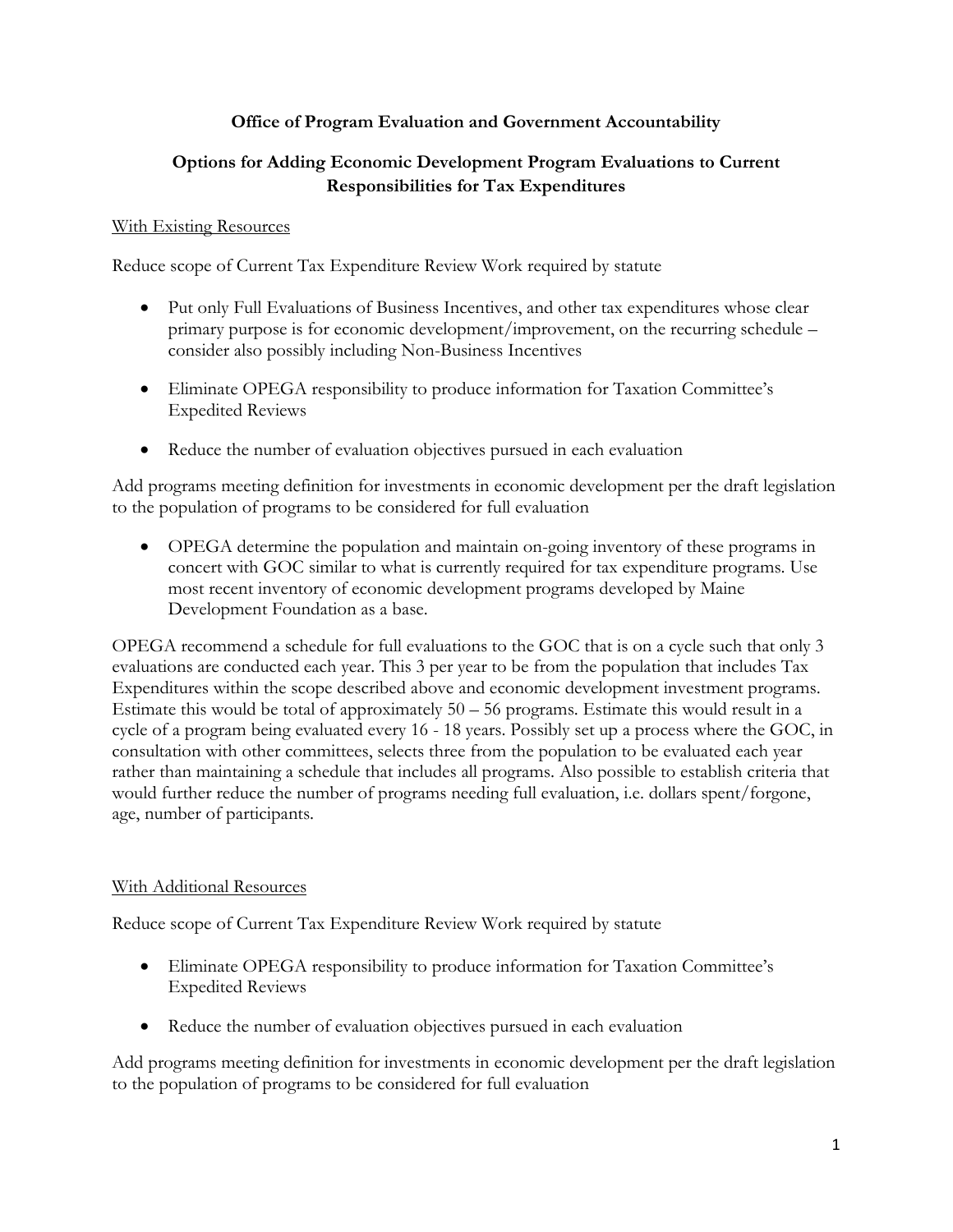**Office of Program Evaluation and Government Accountability**

**Options for Adding Economic Development Program Evaluations to Current Responsibilities for Tax Expenditures**

<u>With Existing Resources</u>

Reduce scope of Current Tax Expenditure Review Work required by statute

- Put only Full Evaluations of Business Incentives, and other tax expenditures whose clear primary purpose is for economic development/improvement, on the recurring schedule – consider also possibly including Non-Business Incentives
- Eliminate OPEGA responsibility to produce information for Taxation Committee's Expedited Reviews
- Reduce the number of evaluation objectives pursued in each evaluation

Add programs meeting definition for investments in economic development per the draft legislation to the population of programs to be considered for full evaluation

- OPEGA determine the population and maintain on-going inventory of these programs in concert with GOC similar to what is currently required for tax expenditure programs. Use most recent inventory of economic development programs developed by Maine Development Foundation as a base.

OPEGA recommend a schedule for full evaluations to the GOC that is on a cycle such that only 3 evaluations are conducted each year. This 3 per year to be from the population that includes Tax Expenditures within the scope described above and economic development investment programs. Estimate this would be total of approximately 50 – 56 programs. Estimate this would result in a cycle of a program being evaluated every 16 - 18 years. Possibly set up a process where the GOC, in consultation with other committees, selects three from the population to be evaluated each year rather than maintaining a schedule that includes all programs. Also possible to establish criteria that would further reduce the number of programs needing full evaluation, i.e. dollars spent/forgone, age, number of participants.

<u>With Additional Resources</u>

Reduce scope of Current Tax Expenditure Review Work required by statute

- Eliminate OPEGA responsibility to produce information for Taxation Committee's Expedited Reviews
- Reduce the number of evaluation objectives pursued in each evaluation

Add programs meeting definition for investments in economic development per the draft legislation to the population of programs to be considered for full evaluation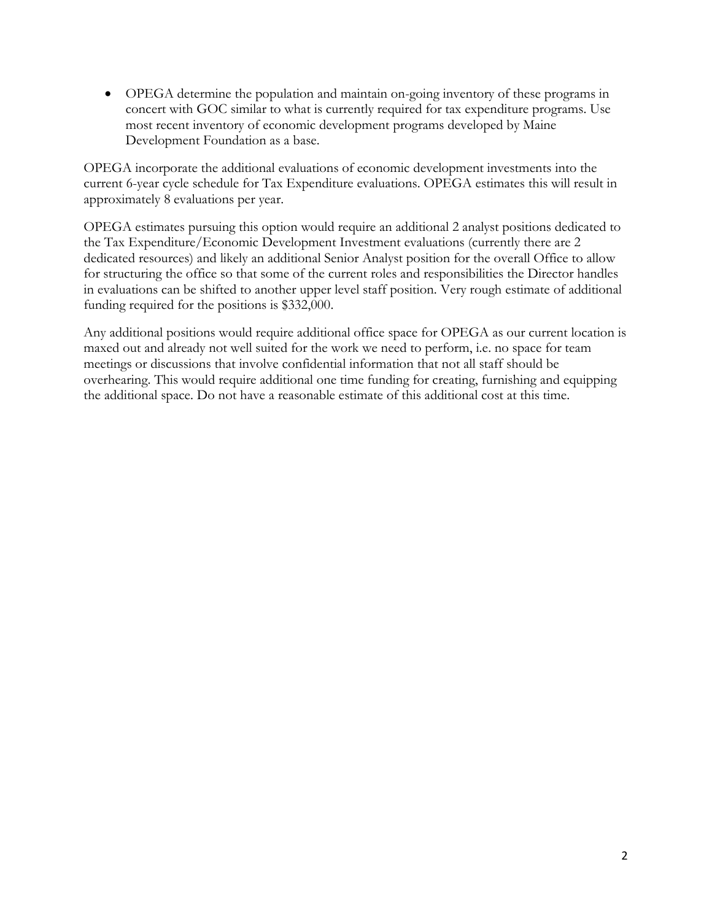- OPEGA determine the population and maintain on-going inventory of these programs in concert with GOC similar to what is currently required for tax expenditure programs. Use most recent inventory of economic development programs developed by Maine Development Foundation as a base.

OPEGA incorporate the additional evaluations of economic development investments into the current 6-year cycle schedule for Tax Expenditure evaluations. OPEGA estimates this will result in approximately 8 evaluations per year.

OPEGA estimates pursuing this option would require an additional 2 analyst positions dedicated to the Tax Expenditure/Economic Development Investment evaluations (currently there are 2 dedicated resources) and likely an additional Senior Analyst position for the overall Office to allow for structuring the office so that some of the current roles and responsibilities the Director handles in evaluations can be shifted to another upper level staff position. Very rough estimate of additional funding required for the positions is $332,000.

Any additional positions would require additional office space for OPEGA as our current location is maxed out and already not well suited for the work we need to perform, i.e. no space for team meetings or discussions that involve confidential information that not all staff should be overhearing. This would require additional one time funding for creating, furnishing and equipping the additional space. Do not have a reasonable estimate of this additional cost at this time.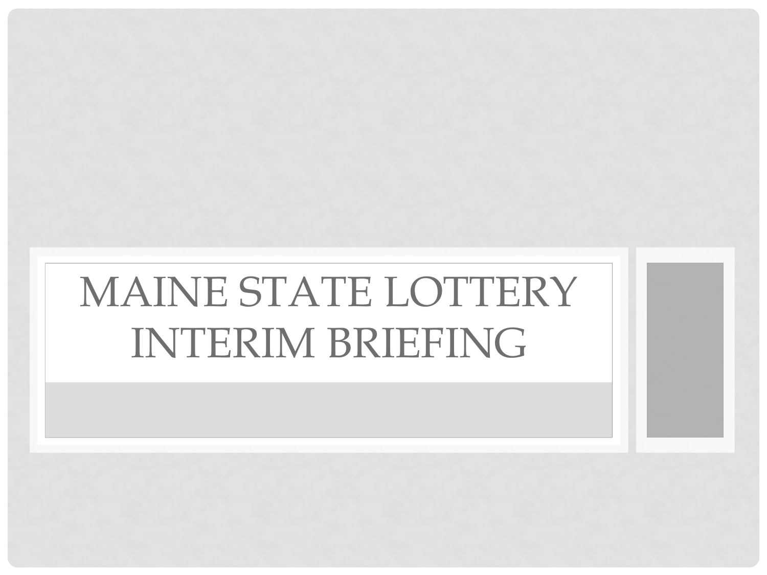# MAINE STATE LOTTERY INTERIM BRIEFING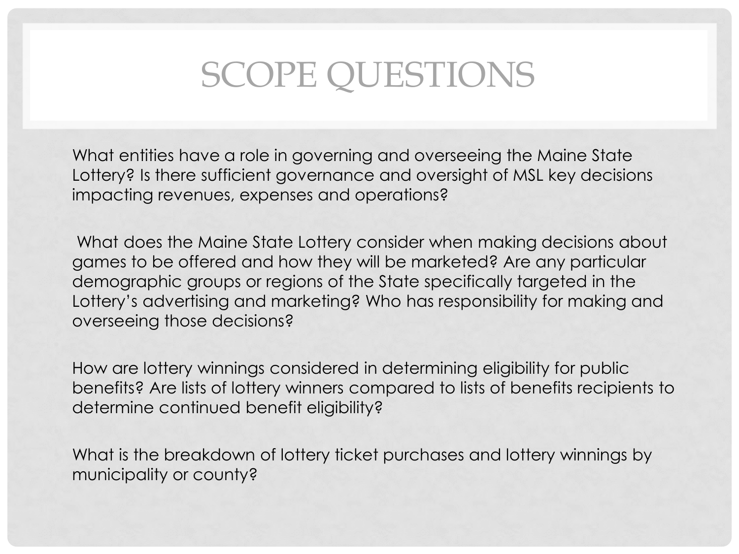# SCOPE QUESTIONS

What entities have a role in governing and overseeing the Maine State Lottery? Is there sufficient governance and oversight of MSL key decisions impacting revenues, expenses and operations?

What does the Maine State Lottery consider when making decisions about games to be offered and how they will be marketed? Are any particular demographic groups or regions of the State specifically targeted in the Lottery's advertising and marketing? Who has responsibility for making and overseeing those decisions?

How are lottery winnings considered in determining eligibility for public benefits? Are lists of lottery winners compared to lists of benefits recipients to determine continued benefit eligibility?

What is the breakdown of lottery ticket purchases and lottery winnings by municipality or county?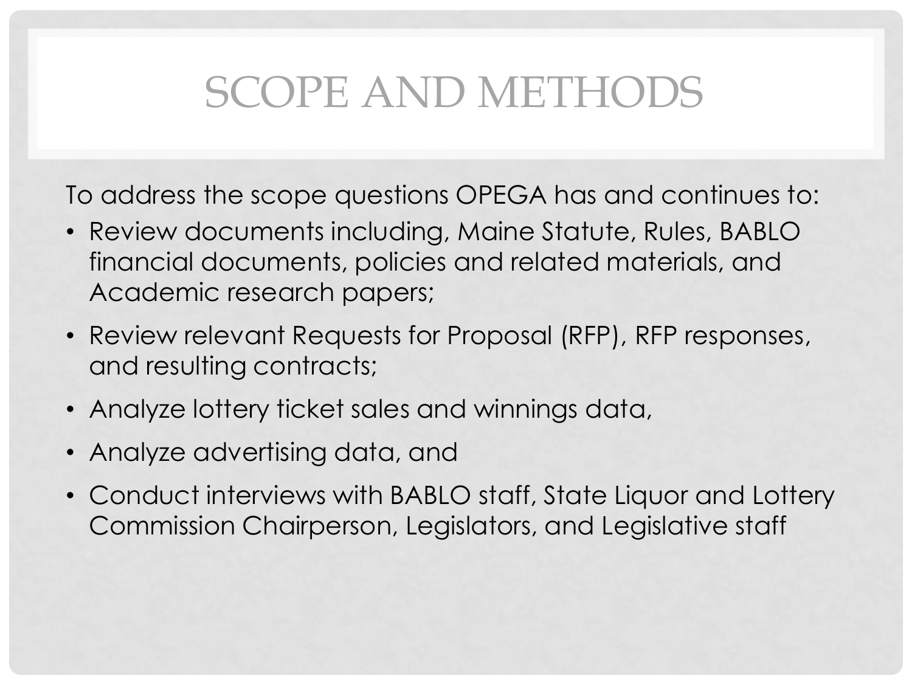# SCOPE AND METHODS

To address the scope questions OPEGA has and continues to:

- Review documents including, Maine Statute, Rules, BABLO financial documents, policies and related materials, and Academic research papers;
- Review relevant Requests for Proposal (RFP), RFP responses, and resulting contracts;
- Analyze lottery ticket sales and winnings data,
- Analyze advertising data, and
- Conduct interviews with BABLO staff, State Liquor and Lottery Commission Chairperson, Legislators, and Legislative staff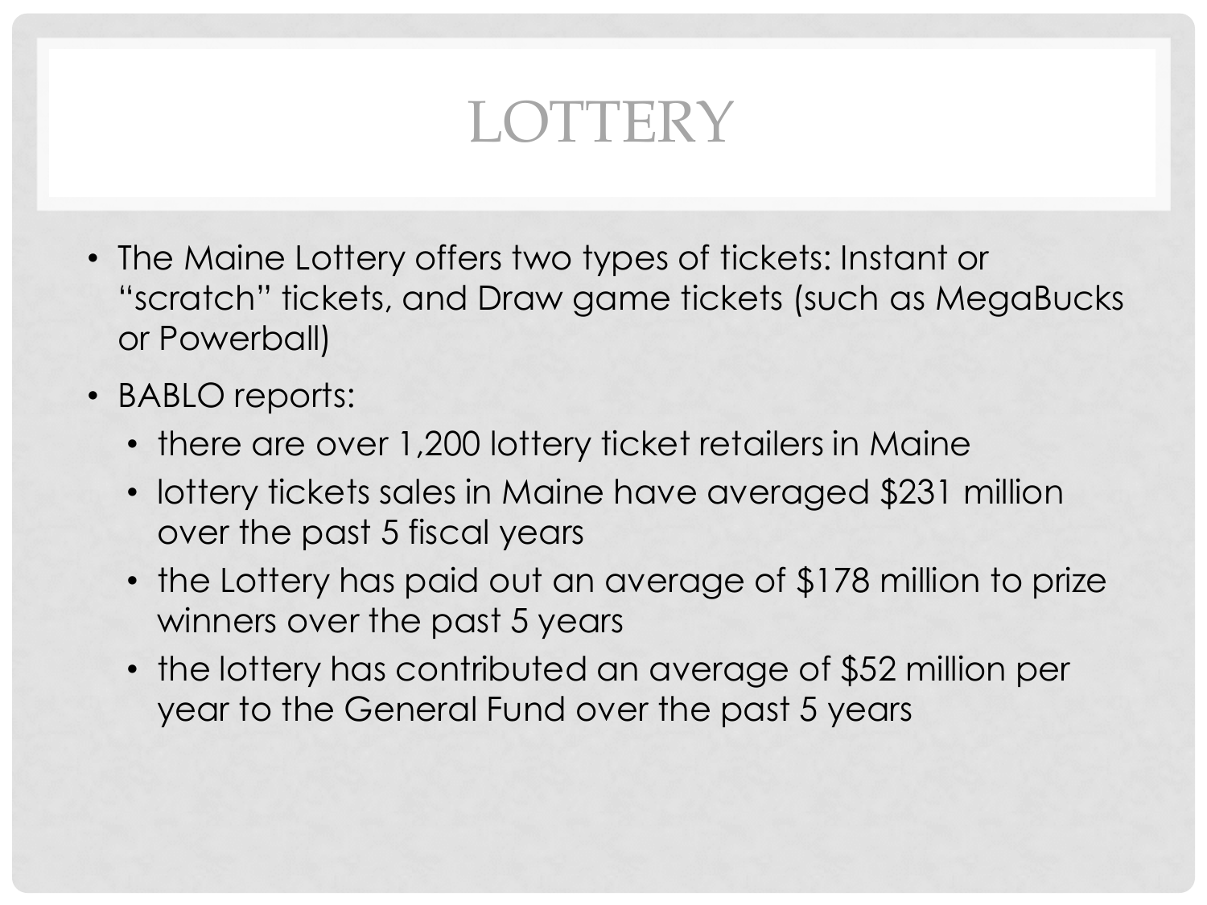# LOTTERY

- The Maine Lottery offers two types of tickets: Instant or "scratch" tickets, and Draw game tickets (such as MegaBucks or Powerball)
- BABLO reports:
  - there are over 1,200 lottery ticket retailers in Maine
  - lottery tickets sales in Maine have averaged $231 million over the past 5 fiscal years
  - the Lottery has paid out an average of $178 million to prize winners over the past 5 years
  - the lottery has contributed an average of $52 million per year to the General Fund over the past 5 years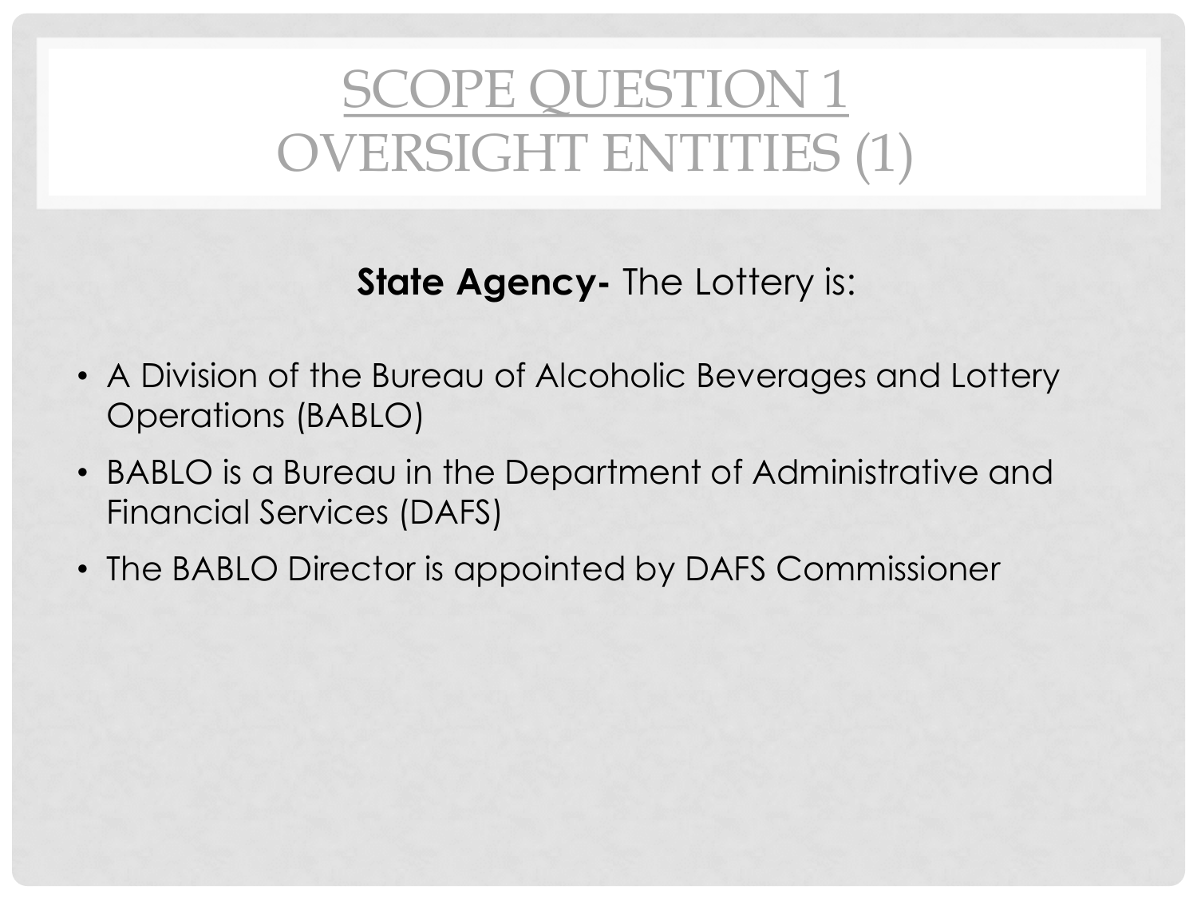# SCOPE QUESTION 1
# OVERSIGHT ENTITIES (1)

**State Agency-** The Lottery is:

- A Division of the Bureau of Alcoholic Beverages and Lottery Operations (BABLO)
- BABLO is a Bureau in the Department of Administrative and Financial Services (DAFS)
- The BABLO Director is appointed by DAFS Commissioner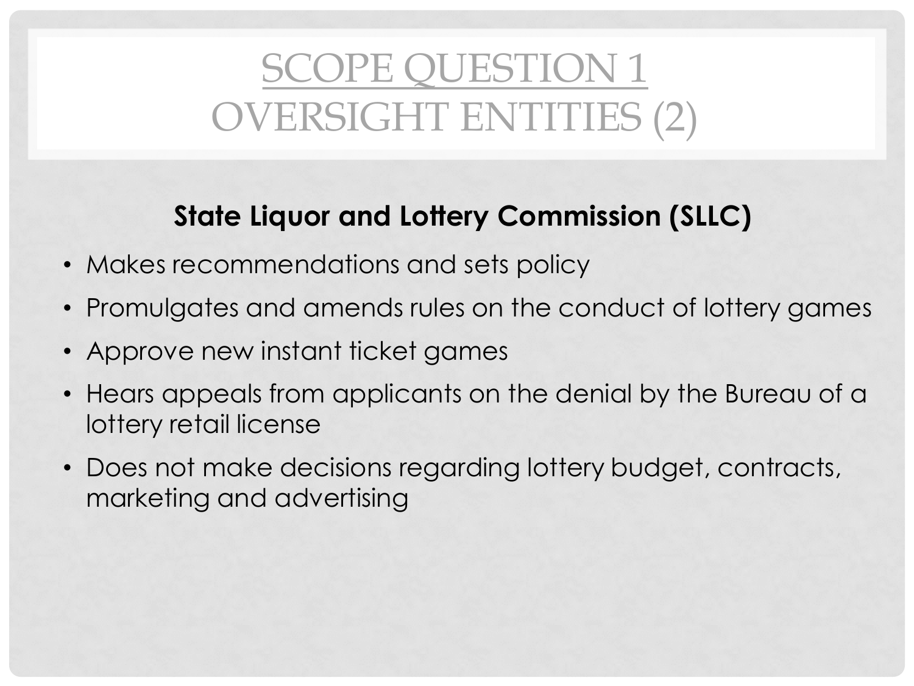# SCOPE QUESTION 1
# OVERSIGHT ENTITIES (2)

**State Liquor and Lottery Commission (SLLC)**

- Makes recommendations and sets policy
- Promulgates and amends rules on the conduct of lottery games
- Approve new instant ticket games
- Hears appeals from applicants on the denial by the Bureau of a lottery retail license
- Does not make decisions regarding lottery budget, contracts, marketing and advertising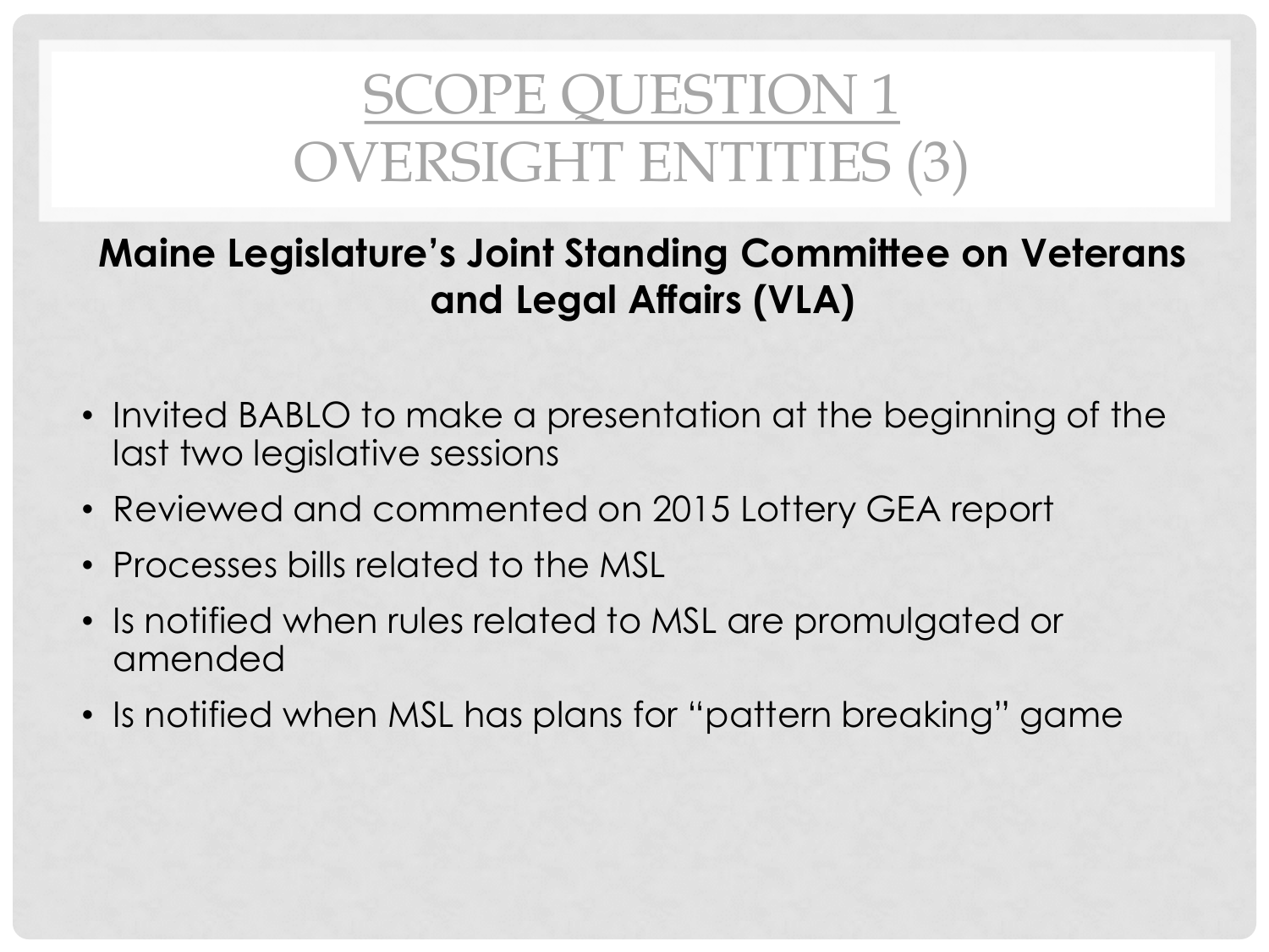# SCOPE QUESTION 1
# OVERSIGHT ENTITIES (3)

**Maine Legislature's Joint Standing Committee on Veterans and Legal Affairs (VLA)**

- Invited BABLO to make a presentation at the beginning of the last two legislative sessions
- Reviewed and commented on 2015 Lottery GEA report
- Processes bills related to the MSL
- Is notified when rules related to MSL are promulgated or amended
- Is notified when MSL has plans for "pattern breaking" game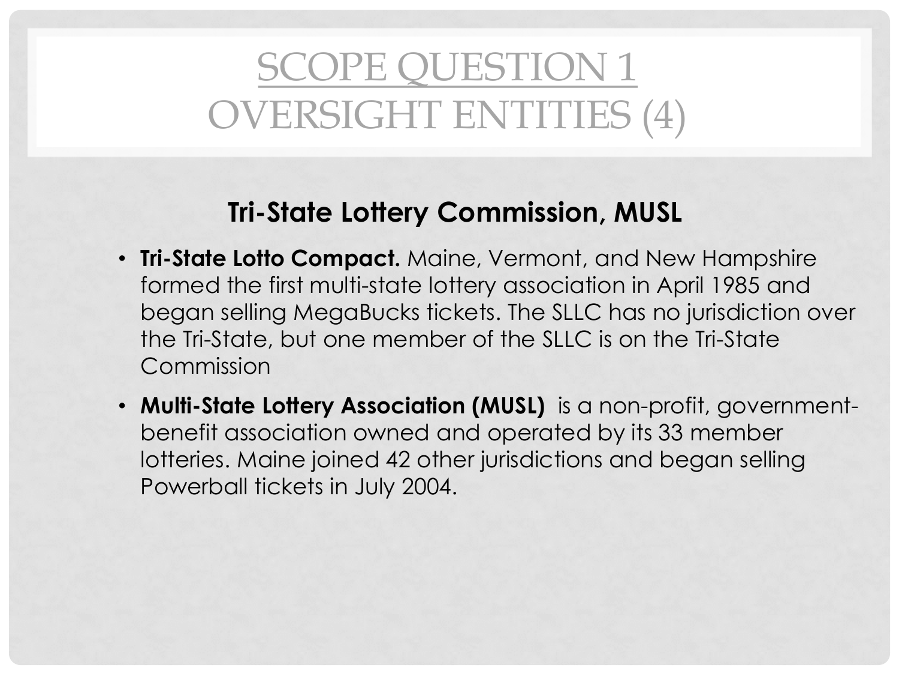# SCOPE QUESTION 1 OVERSIGHT ENTITIES (4)

## Tri-State Lottery Commission, MUSL

- **Tri-State Lotto Compact.** Maine, Vermont, and New Hampshire formed the first multi-state lottery association in April 1985 and began selling MegaBucks tickets. The SLLC has no jurisdiction over the Tri-State, but one member of the SLLC is on the Tri-State Commission
- **Multi-State Lottery Association (MUSL)** is a non-profit, government-benefit association owned and operated by its 33 member lotteries. Maine joined 42 other jurisdictions and began selling Powerball tickets in July 2004.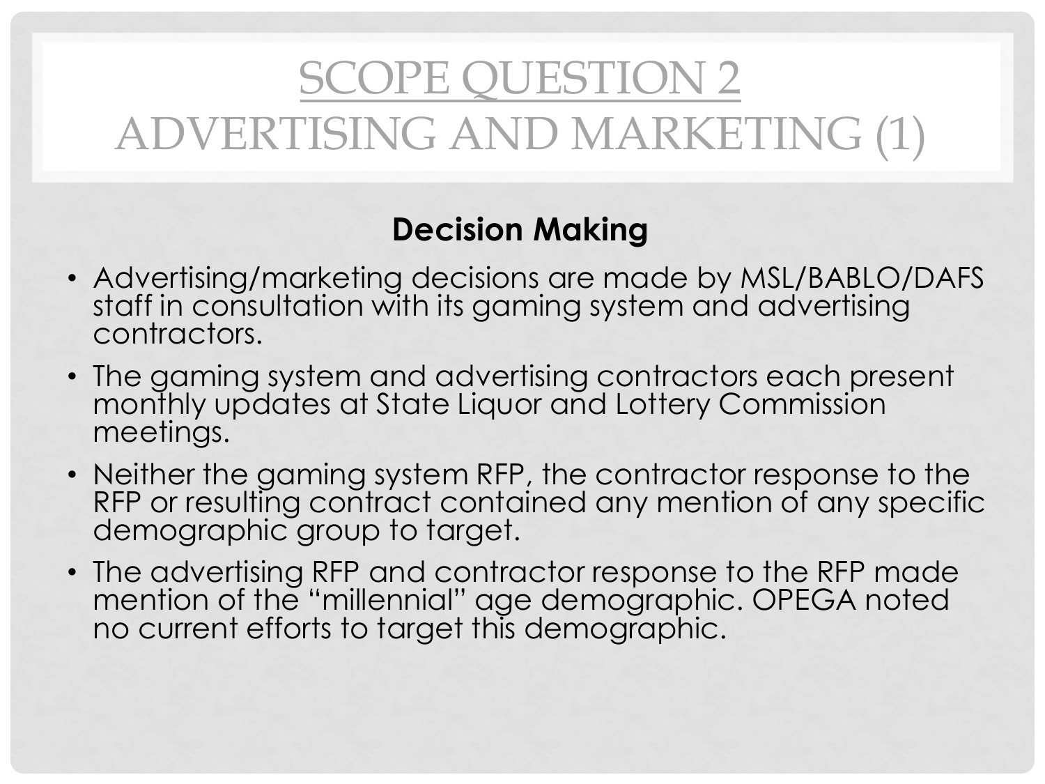# SCOPE QUESTION 2
# ADVERTISING AND MARKETING (1)

**Decision Making**

- Advertising/marketing decisions are made by MSL/BABLO/DAFS staff in consultation with its gaming system and advertising contractors.
- The gaming system and advertising contractors each present monthly updates at State Liquor and Lottery Commission meetings.
- Neither the gaming system RFP, the contractor response to the RFP or resulting contract contained any mention of any specific demographic group to target.
- The advertising RFP and contractor response to the RFP made mention of the “millennial” age demographic. OPEGA noted no current efforts to target this demographic.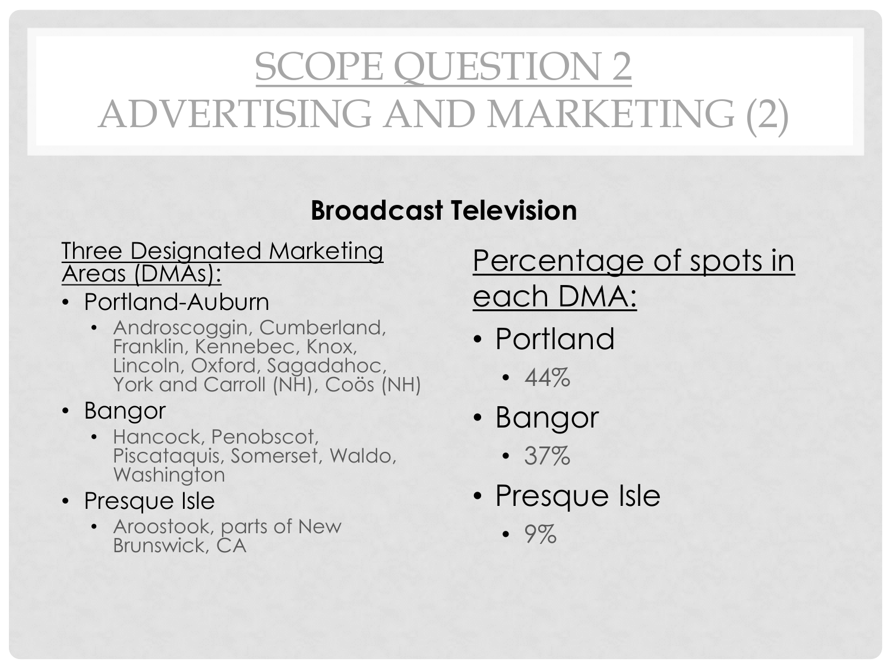# SCOPE QUESTION 2
# ADVERTISING AND MARKETING (2)

## Broadcast Television

Three Designated Marketing Areas (DMAs):

- Portland-Auburn
  - Androscoggin, Cumberland, Franklin, Kennebec, Knox, Lincoln, Oxford, Sagadahoc, York and Carroll (NH), Coös (NH)
- Bangor
  - Hancock, Penobscot, Piscataquis, Somerset, Waldo, Washington
- Presque Isle
  - Aroostook, parts of New Brunswick, CA

Percentage of spots in each DMA:

- Portland
  - 44%
- Bangor
  - 37%
- Presque Isle
  - 9%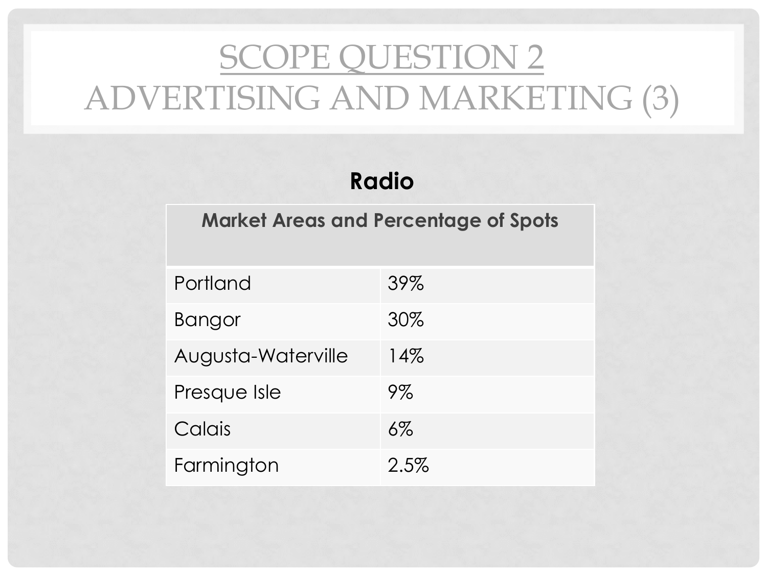# SCOPE QUESTION 2
# ADVERTISING AND MARKETING (3)

**Radio**

| Market Areas and Percentage of Spots | |
|---|---|
| Portland | 39% |
| Bangor | 30% |
| Augusta-Waterville | 14% |
| Presque Isle | 9% |
| Calais | 6% |
| Farmington | 2.5% |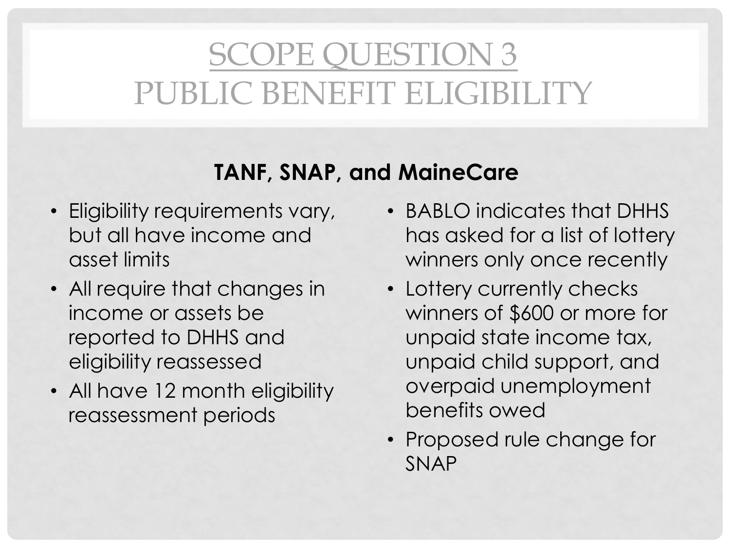# SCOPE QUESTION 3
# PUBLIC BENEFIT ELIGIBILITY

**TANF, SNAP, and MaineCare**

- Eligibility requirements vary, but all have income and asset limits
- All require that changes in income or assets be reported to DHHS and eligibility reassessed
- All have 12 month eligibility reassessment periods
- BABLO indicates that DHHS has asked for a list of lottery winners only once recently
- Lottery currently checks winners of $600 or more for unpaid state income tax, unpaid child support, and overpaid unemployment benefits owed
- Proposed rule change for SNAP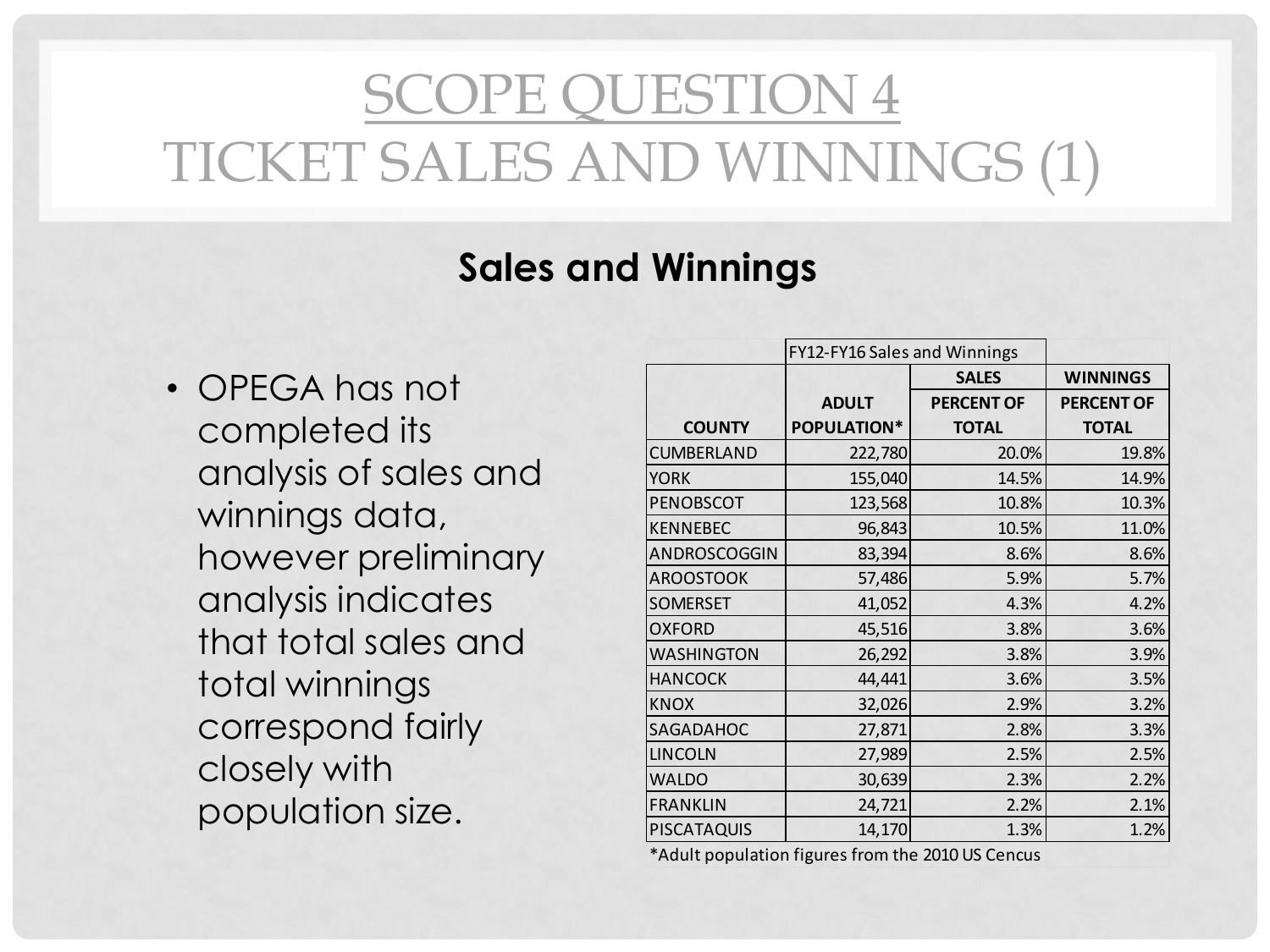# SCOPE QUESTION 4
# TICKET SALES AND WINNINGS (1)

## Sales and Winnings

- OPEGA has not completed its analysis of sales and winnings data, however preliminary analysis indicates that total sales and total winnings correspond fairly closely with population size.

| | FY12-FY16 Sales and Winnings | | |
|---|---|---|---|
| | | SALES | WINNINGS |
| COUNTY | ADULT POPULATION* | PERCENT OF TOTAL | PERCENT OF TOTAL |
| CUMBERLAND | 222,780 | 20.0% | 19.8% |
| YORK | 155,040 | 14.5% | 14.9% |
| PENOBSCOT | 123,568 | 10.8% | 10.3% |
| KENNEBEC | 96,843 | 10.5% | 11.0% |
| ANDROSCOGGIN | 83,394 | 8.6% | 8.6% |
| AROOSTOOK | 57,486 | 5.9% | 5.7% |
| SOMERSET | 41,052 | 4.3% | 4.2% |
| OXFORD | 45,516 | 3.8% | 3.6% |
| WASHINGTON | 26,292 | 3.8% | 3.9% |
| HANCOCK | 44,441 | 3.6% | 3.5% |
| KNOX | 32,026 | 2.9% | 3.2% |
| SAGADAHOC | 27,871 | 2.8% | 3.3% |
| LINCOLN | 27,989 | 2.5% | 2.5% |
| WALDO | 30,639 | 2.3% | 2.2% |
| FRANKLIN | 24,721 | 2.2% | 2.1% |
| PISCATAQUIS | 14,170 | 1.3% | 1.2% |

*Adult population figures from the 2010 US Cencus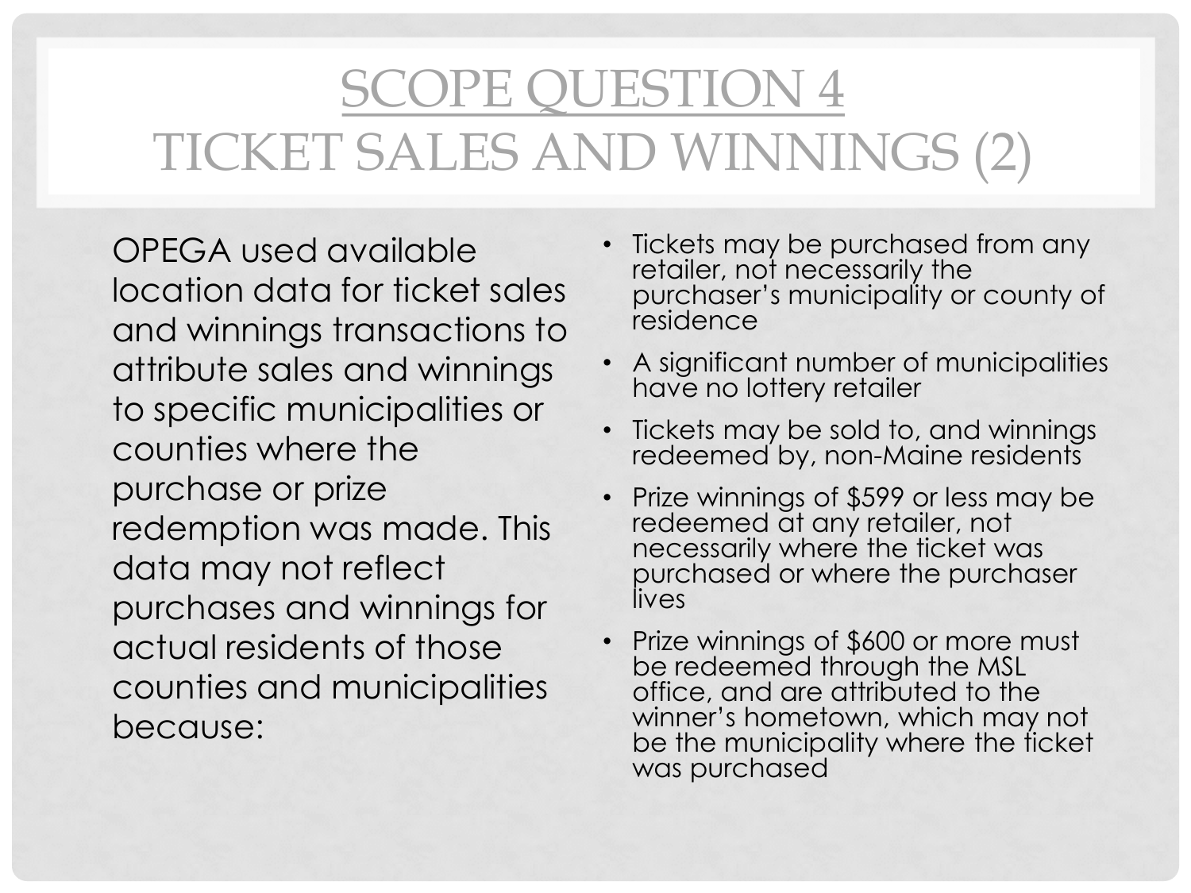# Scope Question 4
# Ticket Sales and Winnings (2)

OPEGA used available location data for ticket sales and winnings transactions to attribute sales and winnings to specific municipalities or counties where the purchase or prize redemption was made. This data may not reflect purchases and winnings for actual residents of those counties and municipalities because:

- Tickets may be purchased from any retailer, not necessarily the purchaser's municipality or county of residence
- A significant number of municipalities have no lottery retailer
- Tickets may be sold to, and winnings redeemed by, non-Maine residents
- Prize winnings of $599 or less may be redeemed at any retailer, not necessarily where the ticket was purchased or where the purchaser lives
- Prize winnings of $600 or more must be redeemed through the MSL office, and are attributed to the winner's hometown, which may not be the municipality where the ticket was purchased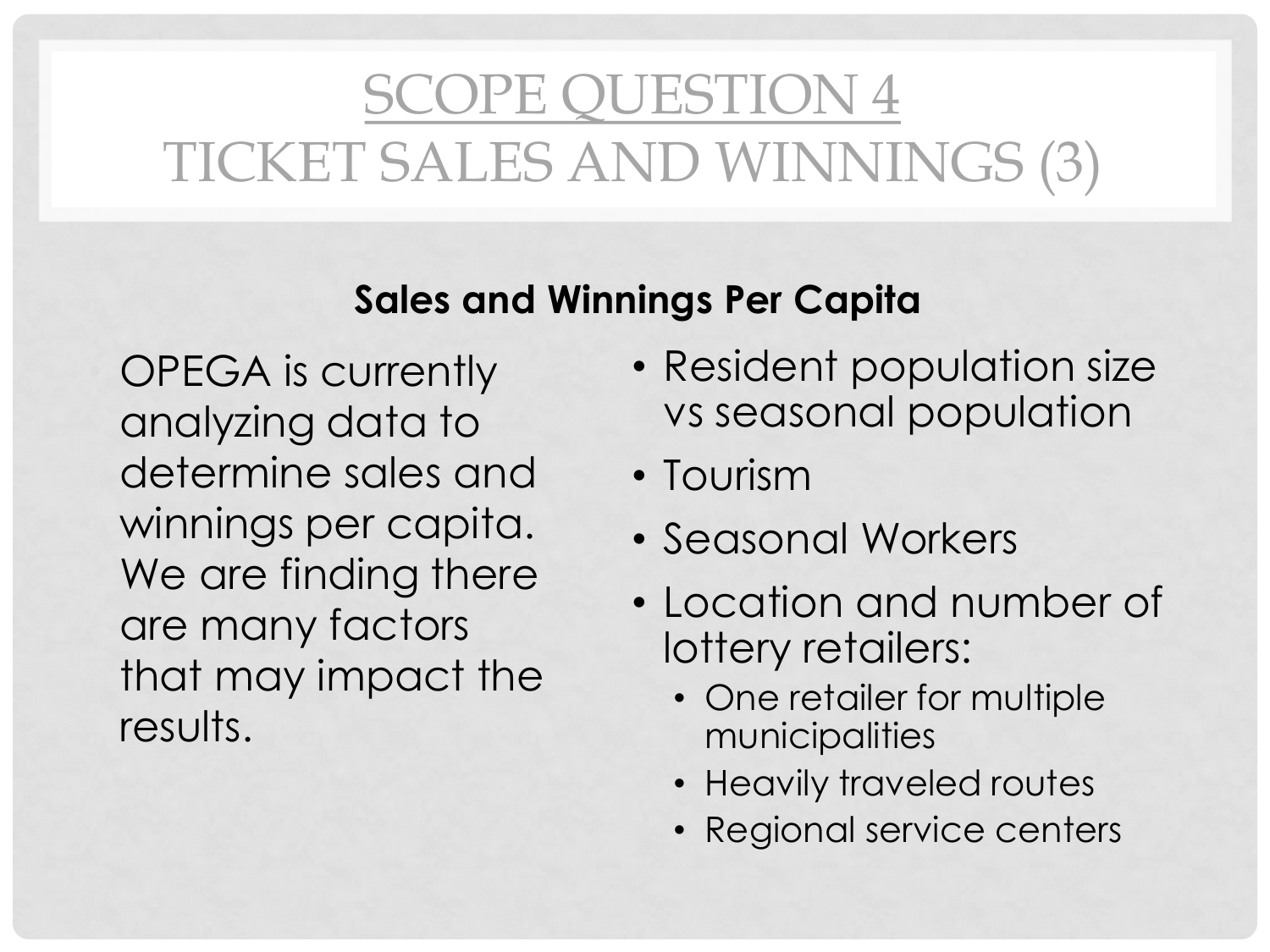# SCOPE QUESTION 4
# TICKET SALES AND WINNINGS (3)

**Sales and Winnings Per Capita**

OPEGA is currently analyzing data to determine sales and winnings per capita. We are finding there are many factors that may impact the results.

- Resident population size vs seasonal population
- Tourism
- Seasonal Workers
- Location and number of lottery retailers:
  - One retailer for multiple municipalities
  - Heavily traveled routes
  - Regional service centers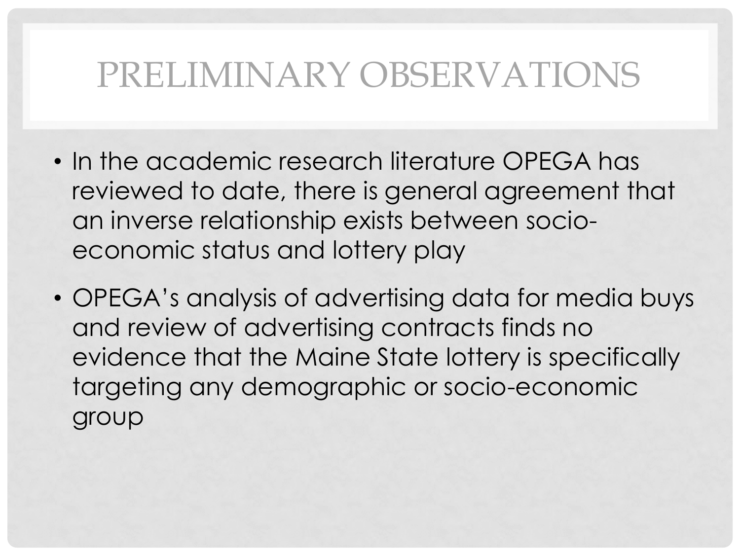# PRELIMINARY OBSERVATIONS

- In the academic research literature OPEGA has reviewed to date, there is general agreement that an inverse relationship exists between socio-economic status and lottery play
- OPEGA's analysis of advertising data for media buys and review of advertising contracts finds no evidence that the Maine State lottery is specifically targeting any demographic or socio-economic group